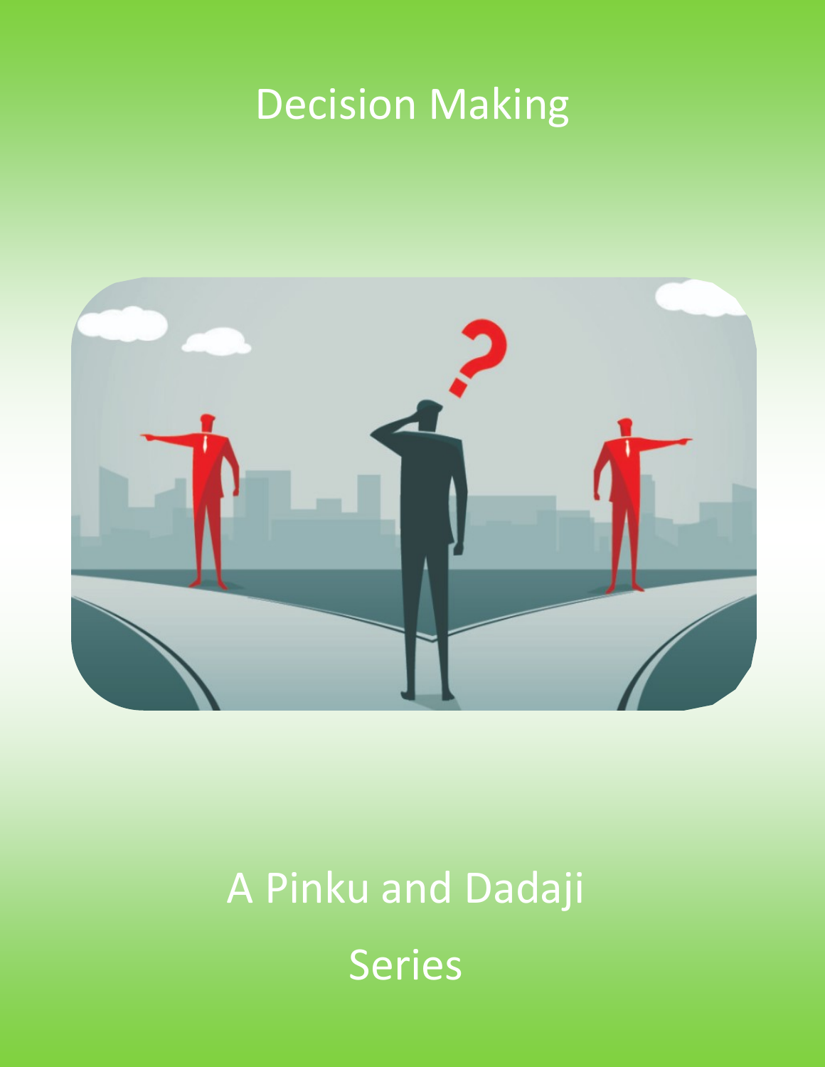# Decision Making

A Pinku and Dadaji

Series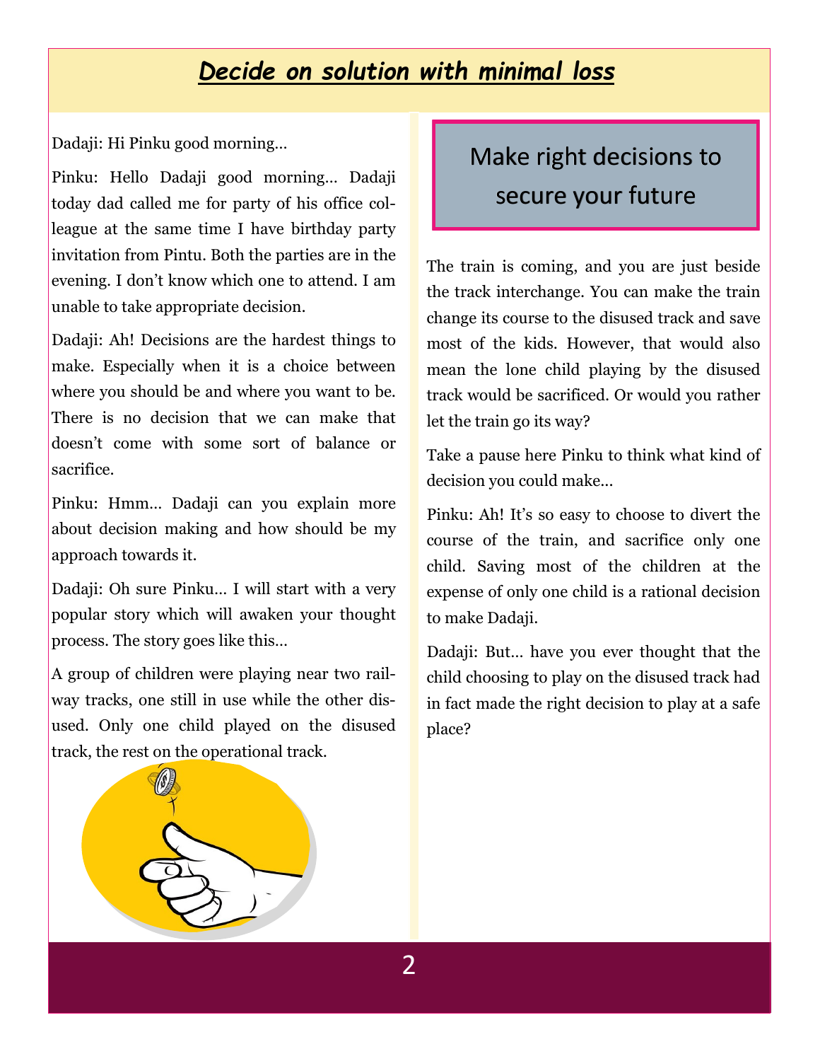# *Decide on solution with minimal loss*

Dadaji: Hi Pinku good morning…

Pinku: Hello Dadaji good morning… Dadaji today dad called me for party of his office colleague at the same time I have birthday party invitation from Pintu. Both the parties are in the evening. I don't know which one to attend. I am unable to take appropriate decision.

Dadaji: Ah! Decisions are the hardest things to make. Especially when it is a choice between where you should be and where you want to be. There is no decision that we can make that doesn't come with some sort of balance or sacrifice.

Pinku: Hmm… Dadaji can you explain more about decision making and how should be my approach towards it.

Dadaji: Oh sure Pinku… I will start with a very popular story which will awaken your thought process. The story goes like this…

A group of children were playing near two railway tracks, one still in use while the other disused. Only one child played on the disused track, the rest on the operational track.

## Make right decisions to secure your future

The train is coming, and you are just beside the track interchange. You can make the train change its course to the disused track and save most of the kids. However, that would also mean the lone child playing by the disused track would be sacrificed. Or would you rather let the train go its way?

Take a pause here Pinku to think what kind of decision you could make…

Pinku: Ah! It's so easy to choose to divert the course of the train, and sacrifice only one child. Saving most of the children at the expense of only one child is a rational decision to make Dadaji.

Dadaji: But… have you ever thought that the child choosing to play on the disused track had in fact made the right decision to play at a safe place?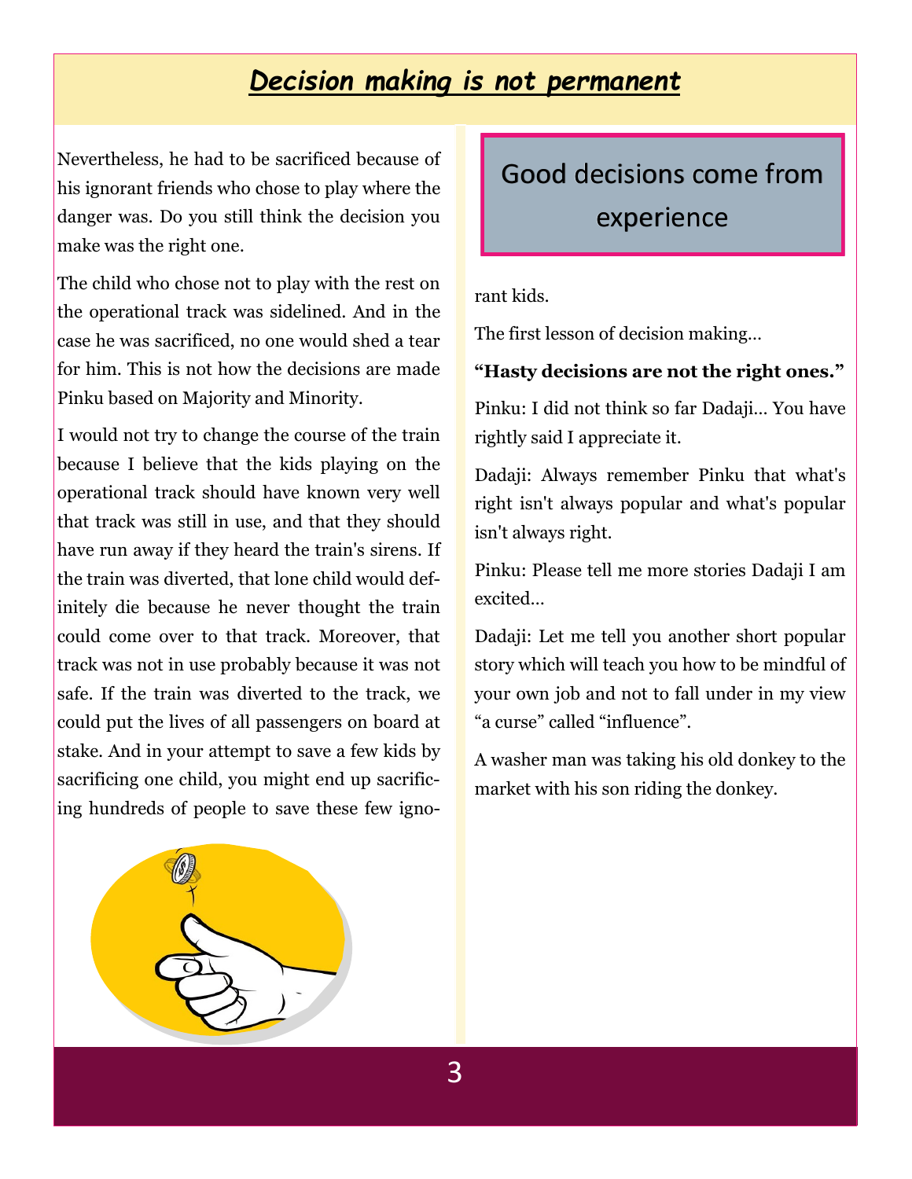## *Decision making is not permanent*

Nevertheless, he had to be sacrificed because of his ignorant friends who chose to play where the danger was. Do you still think the decision you make was the right one.

The child who chose not to play with the rest on the operational track was sidelined. And in the case he was sacrificed, no one would shed a tear for him. This is not how the decisions are made Pinku based on Majority and Minority.

I would not try to change the course of the train because I believe that the kids playing on the operational track should have known very well that track was still in use, and that they should have run away if they heard the train's sirens. If the train was diverted, that lone child would definitely die because he never thought the train could come over to that track. Moreover, that track was not in use probably because it was not safe. If the train was diverted to the track, we could put the lives of all passengers on board at stake. And in your attempt to save a few kids by sacrificing one child, you might end up sacrificing hundreds of people to save these few ignorant kids.

> Good decisions come from experience

The first lesson of decision making…

**"Hasty decisions are not the right ones."**

Pinku: I did not think so far Dadaji… You have rightly said I appreciate it.

Dadaji: Always remember Pinku that what's right isn't always popular and what's popular isn't always right.

Pinku: Please tell me more stories Dadaji I am excited…

Dadaji: Let me tell you another short popular story which will teach you how to be mindful of your own job and not to fall under in my view "a curse" called "influence".

A washer man was taking his old donkey to the market with his son riding the donkey.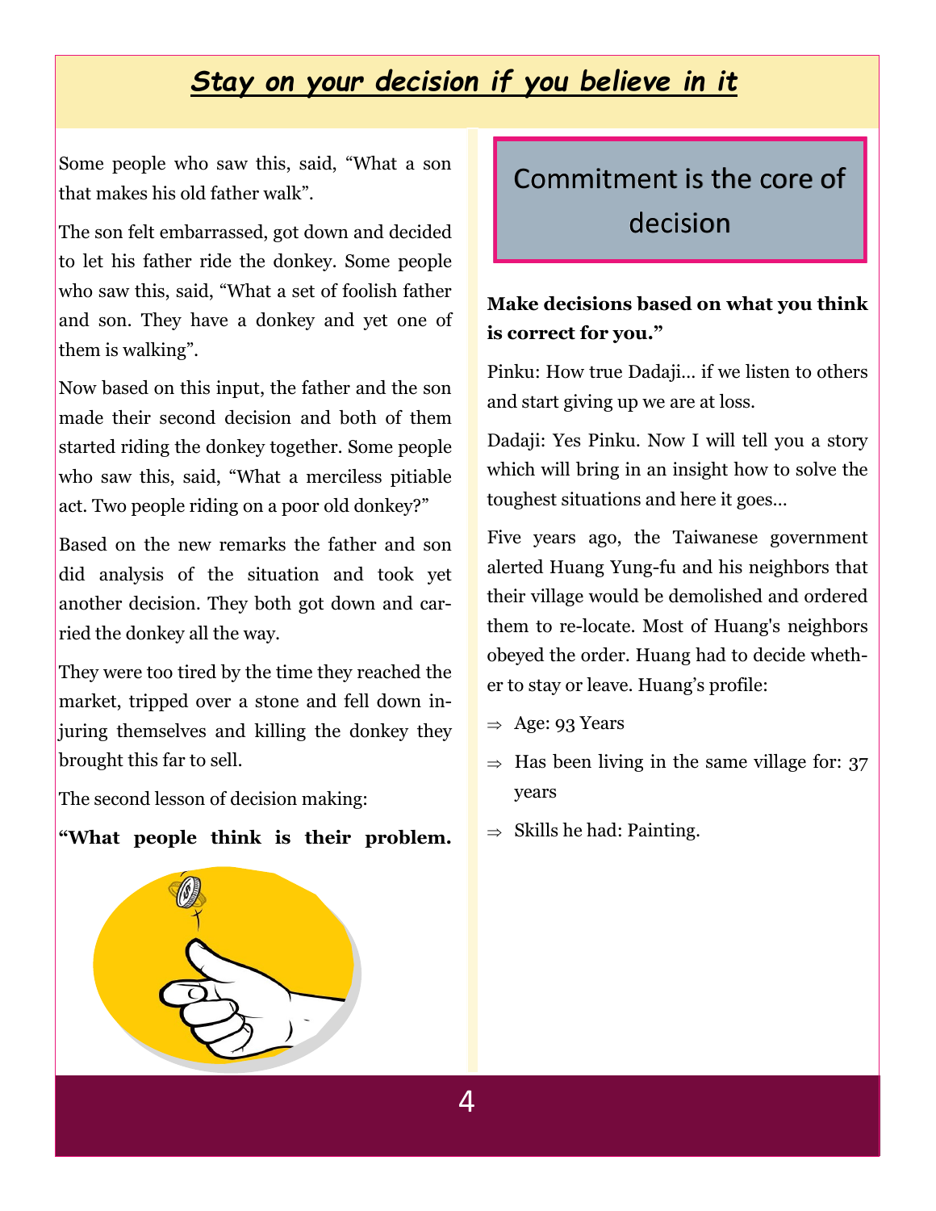# *Stay on your decision if you believe in it*

Some people who saw this, said, "What a son that makes his old father walk".

The son felt embarrassed, got down and decided to let his father ride the donkey. Some people who saw this, said, "What a set of foolish father and son. They have a donkey and yet one of them is walking".

Now based on this input, the father and the son made their second decision and both of them started riding the donkey together. Some people who saw this, said, "What a merciless pitiable act. Two people riding on a poor old donkey?"

Based on the new remarks the father and son did analysis of the situation and took yet another decision. They both got down and carried the donkey all the way.

They were too tired by the time they reached the market, tripped over a stone and fell down injuring themselves and killing the donkey they brought this far to sell.

The second lesson of decision making:

**"What people think is their problem. Make decisions based on what you think is correct for you."**

## Commitment is the core of decision

Pinku: How true Dadaji… if we listen to others and start giving up we are at loss.

Dadaji: Yes Pinku. Now I will tell you a story which will bring in an insight how to solve the toughest situations and here it goes…

Five years ago, the Taiwanese government alerted Huang Yung-fu and his neighbors that their village would be demolished and ordered them to re-locate. Most of Huang's neighbors obeyed the order. Huang had to decide whether to stay or leave. Huang's profile:

- Age: 93 Years
- Has been living in the same village for: 37 years
- Skills he had: Painting.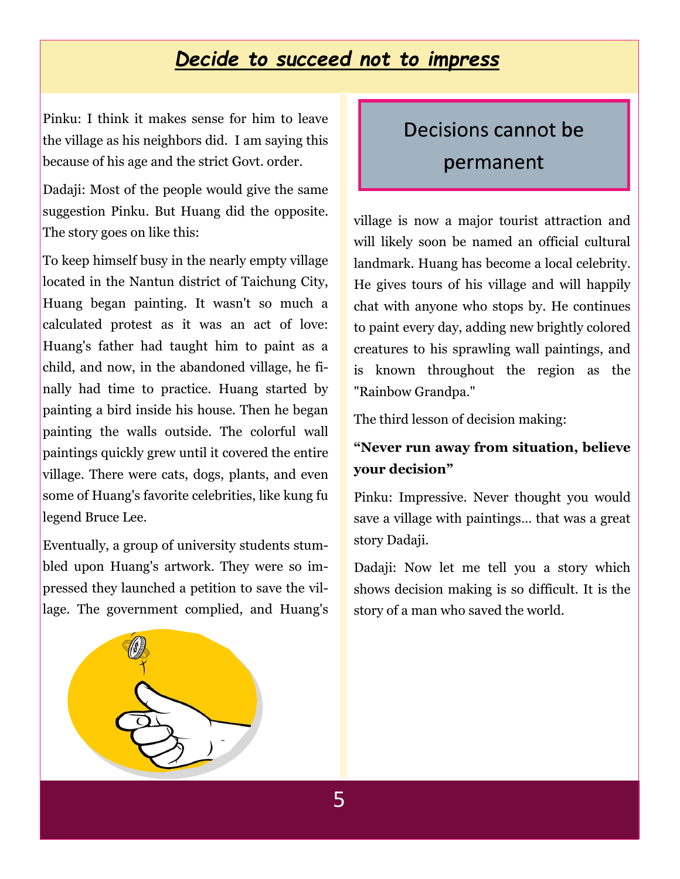# *Decide to succeed not to impress*

Pinku: I think it makes sense for him to leave the village as his neighbors did. I am saying this because of his age and the strict Govt. order.

Dadaji: Most of the people would give the same suggestion Pinku. But Huang did the opposite. The story goes on like this:

To keep himself busy in the nearly empty village located in the Nantun district of Taichung City, Huang began painting. It wasn't so much a calculated protest as it was an act of love: Huang's father had taught him to paint as a child, and now, in the abandoned village, he finally had time to practice. Huang started by painting a bird inside his house. Then he began painting the walls outside. The colorful wall paintings quickly grew until it covered the entire village. There were cats, dogs, plants, and even some of Huang's favorite celebrities, like kung fu legend Bruce Lee.

Eventually, a group of university students stumbled upon Huang's artwork. They were so impressed they launched a petition to save the village. The government complied, and Huang's village is now a major tourist attraction and will likely soon be named an official cultural landmark. Huang has become a local celebrity. He gives tours of his village and will happily chat with anyone who stops by. He continues to paint every day, adding new brightly colored creatures to his sprawling wall paintings, and is known throughout the region as the "Rainbow Grandpa."

## Decisions cannot be permanent

The third lesson of decision making:

**"Never run away from situation, believe your decision"**

Pinku: Impressive. Never thought you would save a village with paintings… that was a great story Dadaji.

Dadaji: Now let me tell you a story which shows decision making is so difficult. It is the story of a man who saved the world.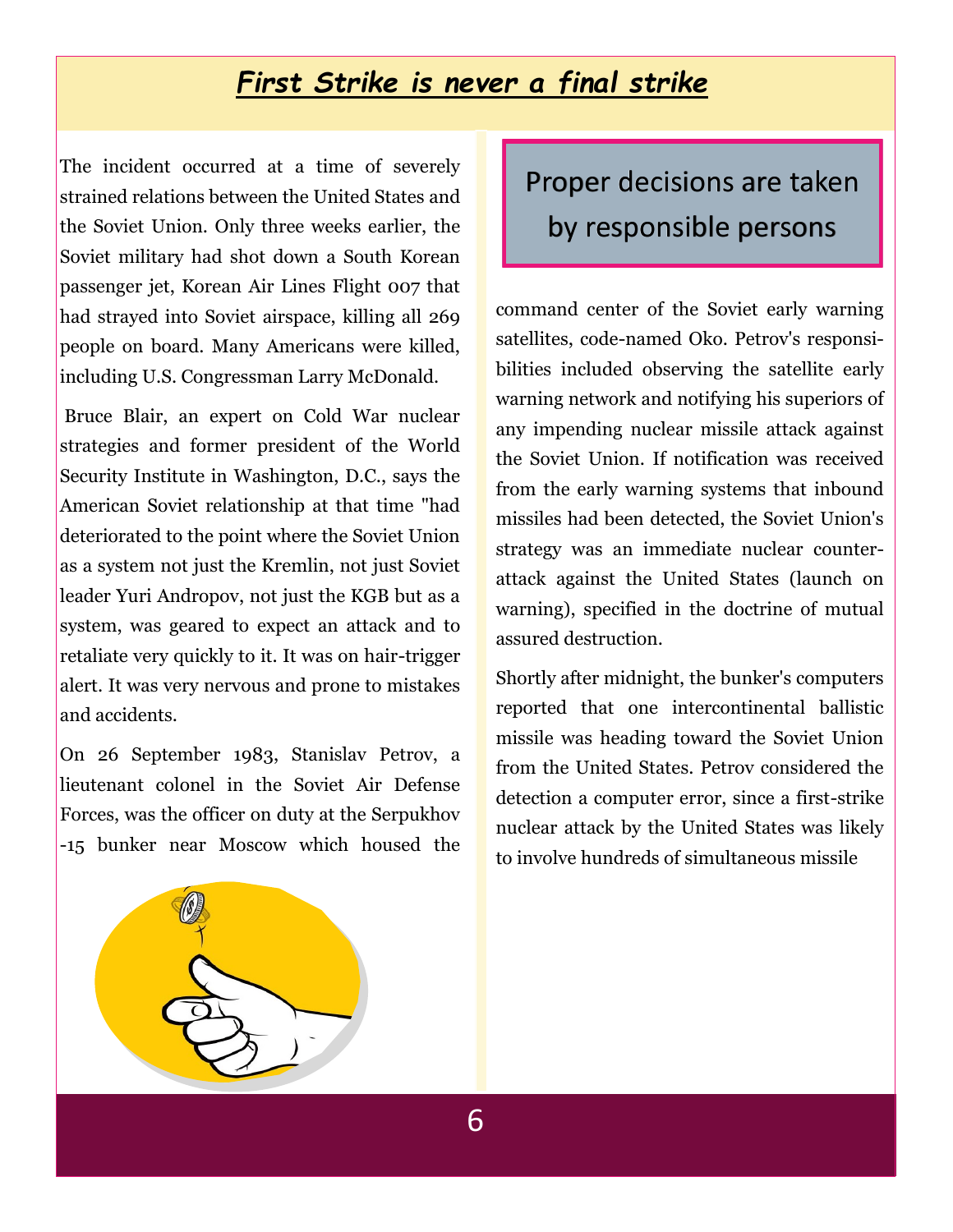# *First Strike is never a final strike*

The incident occurred at a time of severely strained relations between the United States and the Soviet Union. Only three weeks earlier, the Soviet military had shot down a South Korean passenger jet, Korean Air Lines Flight 007 that had strayed into Soviet airspace, killing all 269 people on board. Many Americans were killed, including U.S. Congressman Larry McDonald.

Bruce Blair, an expert on Cold War nuclear strategies and former president of the World Security Institute in Washington, D.C., says the American Soviet relationship at that time "had deteriorated to the point where the Soviet Union as a system not just the Kremlin, not just Soviet leader Yuri Andropov, not just the KGB but as a system, was geared to expect an attack and to retaliate very quickly to it. It was on hair-trigger alert. It was very nervous and prone to mistakes and accidents.

On 26 September 1983, Stanislav Petrov, a lieutenant colonel in the Soviet Air Defense Forces, was the officer on duty at the Serpukhov-15 bunker near Moscow which housed the command center of the Soviet early warning satellites, code-named Oko. Petrov's responsibilities included observing the satellite early warning network and notifying his superiors of any impending nuclear missile attack against the Soviet Union. If notification was received from the early warning systems that inbound missiles had been detected, the Soviet Union's strategy was an immediate nuclear counter-attack against the United States (launch on warning), specified in the doctrine of mutual assured destruction.

> Proper decisions are taken by responsible persons

Shortly after midnight, the bunker's computers reported that one intercontinental ballistic missile was heading toward the Soviet Union from the United States. Petrov considered the detection a computer error, since a first-strike nuclear attack by the United States was likely to involve hundreds of simultaneous missile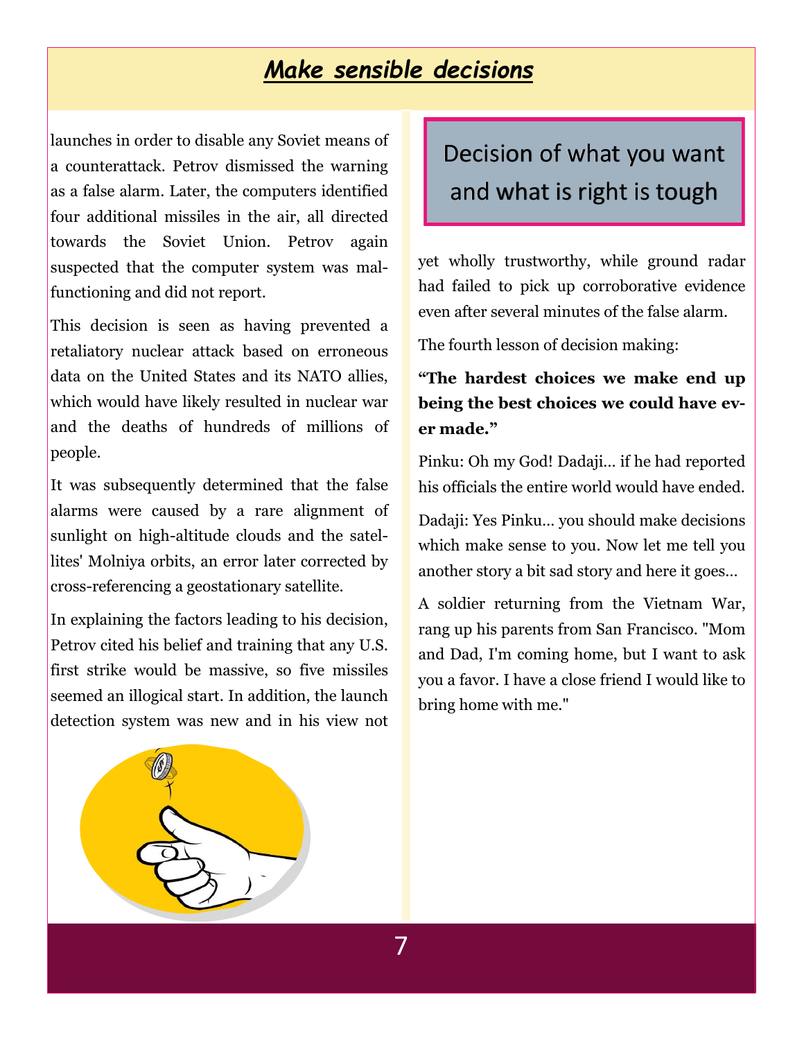# *Make sensible decisions*

launches in order to disable any Soviet means of a counterattack. Petrov dismissed the warning as a false alarm. Later, the computers identified four additional missiles in the air, all directed towards the Soviet Union. Petrov again suspected that the computer system was malfunctioning and did not report.

This decision is seen as having prevented a retaliatory nuclear attack based on erroneous data on the United States and its NATO allies, which would have likely resulted in nuclear war and the deaths of hundreds of millions of people.

It was subsequently determined that the false alarms were caused by a rare alignment of sunlight on high-altitude clouds and the satellites' Molniya orbits, an error later corrected by cross-referencing a geostationary satellite.

In explaining the factors leading to his decision, Petrov cited his belief and training that any U.S. first strike would be massive, so five missiles seemed an illogical start. In addition, the launch detection system was new and in his view not yet wholly trustworthy, while ground radar had failed to pick up corroborative evidence even after several minutes of the false alarm.

> Decision of what you want and what is right is tough

The fourth lesson of decision making:

**"The hardest choices we make end up being the best choices we could have ever made."**

Pinku: Oh my God! Dadaji... if he had reported his officials the entire world would have ended.

Dadaji: Yes Pinku... you should make decisions which make sense to you. Now let me tell you another story a bit sad story and here it goes...

A soldier returning from the Vietnam War, rang up his parents from San Francisco. "Mom and Dad, I'm coming home, but I want to ask you a favor. I have a close friend I would like to bring home with me."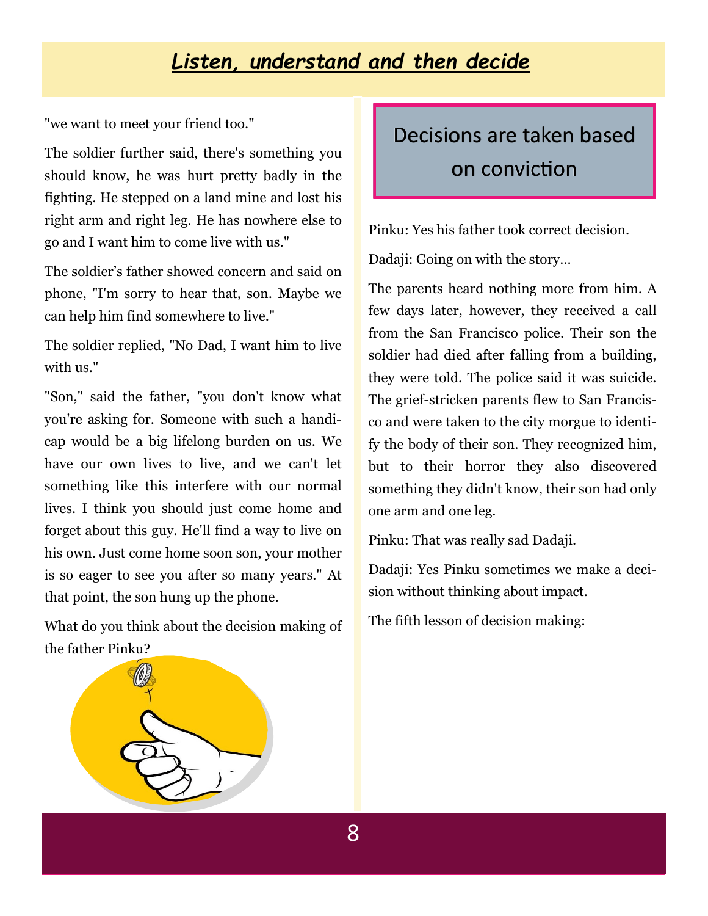## *Listen, understand and then decide*

"we want to meet your friend too."

The soldier further said, there's something you should know, he was hurt pretty badly in the fighting. He stepped on a land mine and lost his right arm and right leg. He has nowhere else to go and I want him to come live with us."

The soldier's father showed concern and said on phone, "I'm sorry to hear that, son. Maybe we can help him find somewhere to live."

The soldier replied, "No Dad, I want him to live with us."

"Son," said the father, "you don't know what you're asking for. Someone with such a handicap would be a big lifelong burden on us. We have our own lives to live, and we can't let something like this interfere with our normal lives. I think you should just come home and forget about this guy. He'll find a way to live on his own. Just come home soon son, your mother is so eager to see you after so many years." At that point, the son hung up the phone.

What do you think about the decision making of the father Pinku?

**Decisions are taken based on conviction**

Pinku: Yes his father took correct decision.

Dadaji: Going on with the story…

The parents heard nothing more from him. A few days later, however, they received a call from the San Francisco police. Their son the soldier had died after falling from a building, they were told. The police said it was suicide. The grief-stricken parents flew to San Francisco and were taken to the city morgue to identify the body of their son. They recognized him, but to their horror they also discovered something they didn't know, their son had only one arm and one leg.

Pinku: That was really sad Dadaji.

Dadaji: Yes Pinku sometimes we make a decision without thinking about impact.

The fifth lesson of decision making: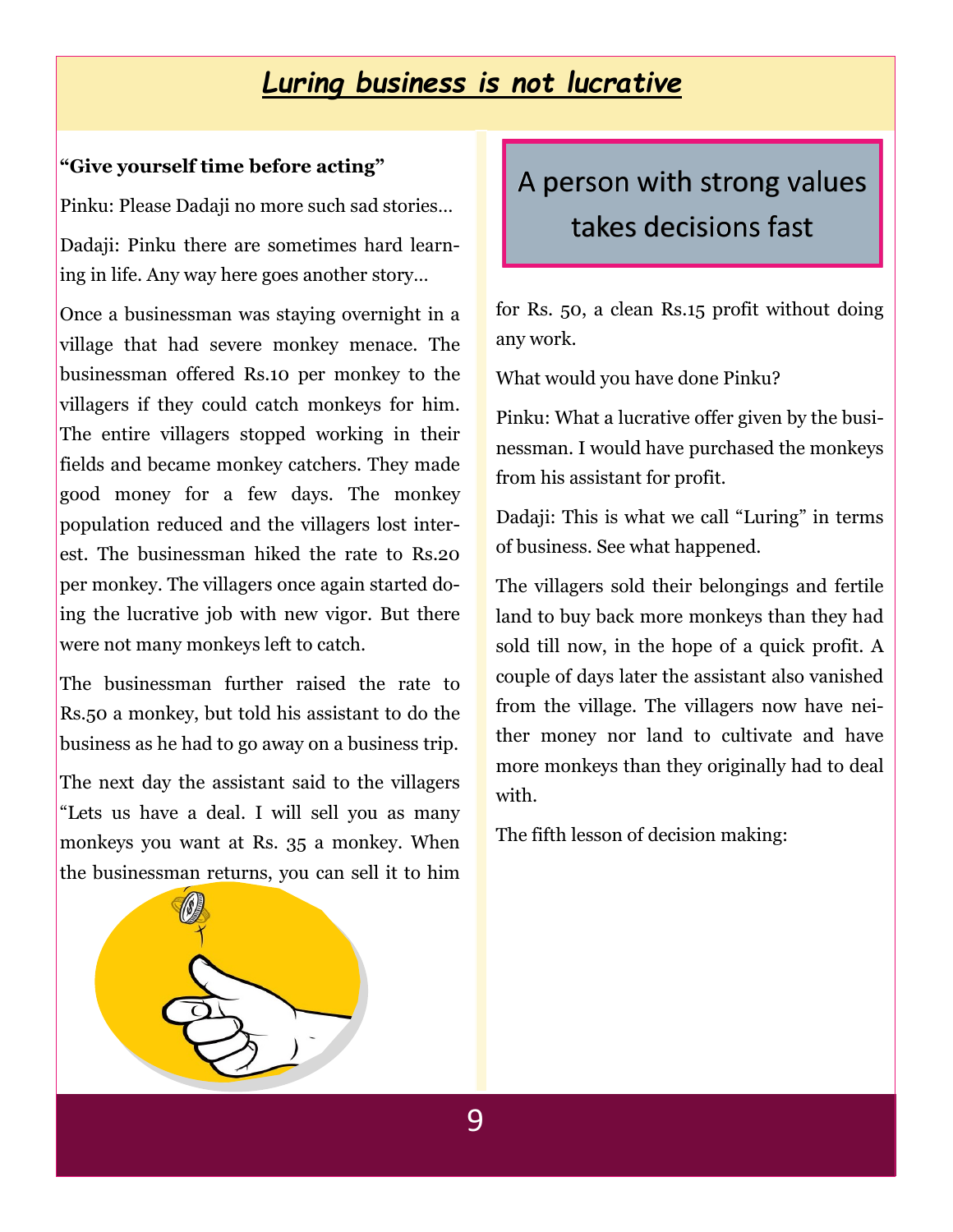# *Luring business is not lucrative*

**"Give yourself time before acting"**

Pinku: Please Dadaji no more such sad stories…

Dadaji: Pinku there are sometimes hard learning in life. Any way here goes another story…

Once a businessman was staying overnight in a village that had severe monkey menace. The businessman offered Rs.10 per monkey to the villagers if they could catch monkeys for him. The entire villagers stopped working in their fields and became monkey catchers. They made good money for a few days. The monkey population reduced and the villagers lost interest. The businessman hiked the rate to Rs.20 per monkey. The villagers once again started doing the lucrative job with new vigor. But there were not many monkeys left to catch.

The businessman further raised the rate to Rs.50 a monkey, but told his assistant to do the business as he had to go away on a business trip.

The next day the assistant said to the villagers "Lets us have a deal. I will sell you as many monkeys you want at Rs. 35 a monkey. When the businessman returns, you can sell it to him for Rs. 50, a clean Rs.15 profit without doing any work.

What would you have done Pinku?

Pinku: What a lucrative offer given by the businessman. I would have purchased the monkeys from his assistant for profit.

Dadaji: This is what we call "Luring" in terms of business. See what happened.

The villagers sold their belongings and fertile land to buy back more monkeys than they had sold till now, in the hope of a quick profit. A couple of days later the assistant also vanished from the village. The villagers now have neither money nor land to cultivate and have more monkeys than they originally had to deal with.

The fifth lesson of decision making:

A person with strong values takes decisions fast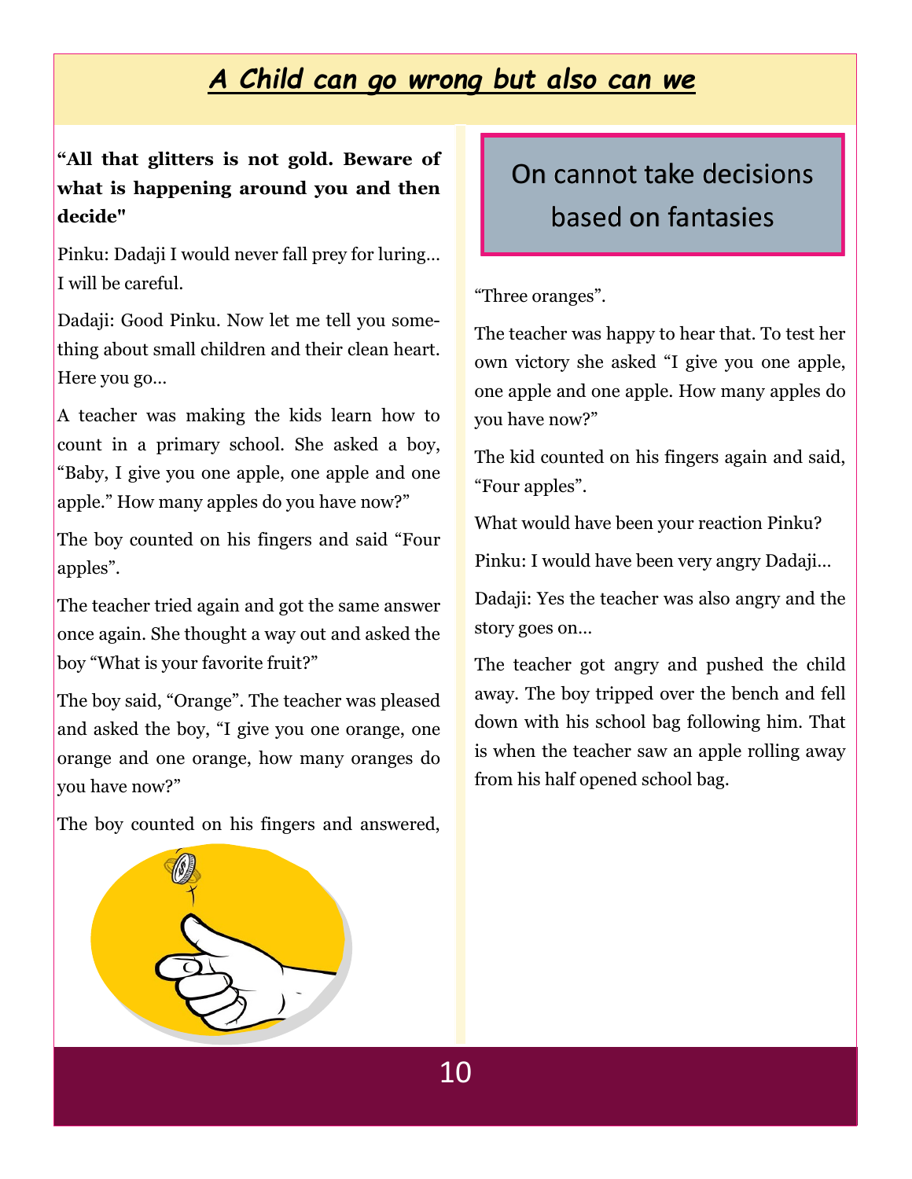# *A Child can go wrong but also can we*

**"All that glitters is not gold. Beware of what is happening around you and then decide"**

Pinku: Dadaji I would never fall prey for luring… I will be careful.

Dadaji: Good Pinku. Now let me tell you something about small children and their clean heart. Here you go…

A teacher was making the kids learn how to count in a primary school. She asked a boy, "Baby, I give you one apple, one apple and one apple." How many apples do you have now?"

The boy counted on his fingers and said "Four apples".

The teacher tried again and got the same answer once again. She thought a way out and asked the boy "What is your favorite fruit?"

The boy said, "Orange". The teacher was pleased and asked the boy, "I give you one orange, one orange and one orange, how many oranges do you have now?"

The boy counted on his fingers and answered, "Three oranges".

The teacher was happy to hear that. To test her own victory she asked "I give you one apple, one apple and one apple. How many apples do you have now?"

The kid counted on his fingers again and said, "Four apples".

What would have been your reaction Pinku?

Pinku: I would have been very angry Dadaji…

Dadaji: Yes the teacher was also angry and the story goes on…

The teacher got angry and pushed the child away. The boy tripped over the bench and fell down with his school bag following him. That is when the teacher saw an apple rolling away from his half opened school bag.

> On cannot take decisions based on fantasies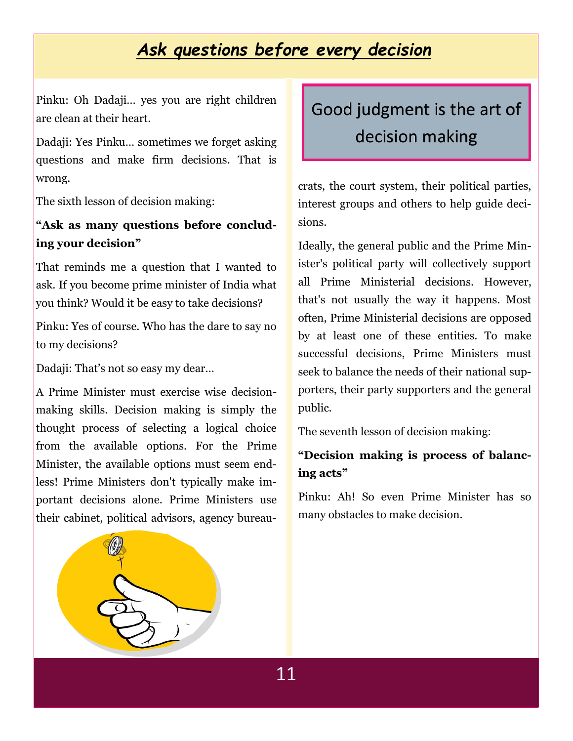# Ask questions before every decision

Pinku: Oh Dadaji… yes you are right children are clean at their heart.

Dadaji: Yes Pinku… sometimes we forget asking questions and make firm decisions. That is wrong.

The sixth lesson of decision making:

**"Ask as many questions before concluding your decision"**

That reminds me a question that I wanted to ask. If you become prime minister of India what you think? Would it be easy to take decisions?

Pinku: Yes of course. Who has the dare to say no to my decisions?

Dadaji: That's not so easy my dear…

A Prime Minister must exercise wise decision-making skills. Decision making is simply the thought process of selecting a logical choice from the available options. For the Prime Minister, the available options must seem endless! Prime Ministers don't typically make important decisions alone. Prime Ministers use their cabinet, political advisors, agency bureaucrats, the court system, their political parties, interest groups and others to help guide decisions.

> Good judgment is the art of decision making

Ideally, the general public and the Prime Minister's political party will collectively support all Prime Ministerial decisions. However, that's not usually the way it happens. Most often, Prime Ministerial decisions are opposed by at least one of these entities. To make successful decisions, Prime Ministers must seek to balance the needs of their national supporters, their party supporters and the general public.

The seventh lesson of decision making:

**"Decision making is process of balancing acts"**

Pinku: Ah! So even Prime Minister has so many obstacles to make decision.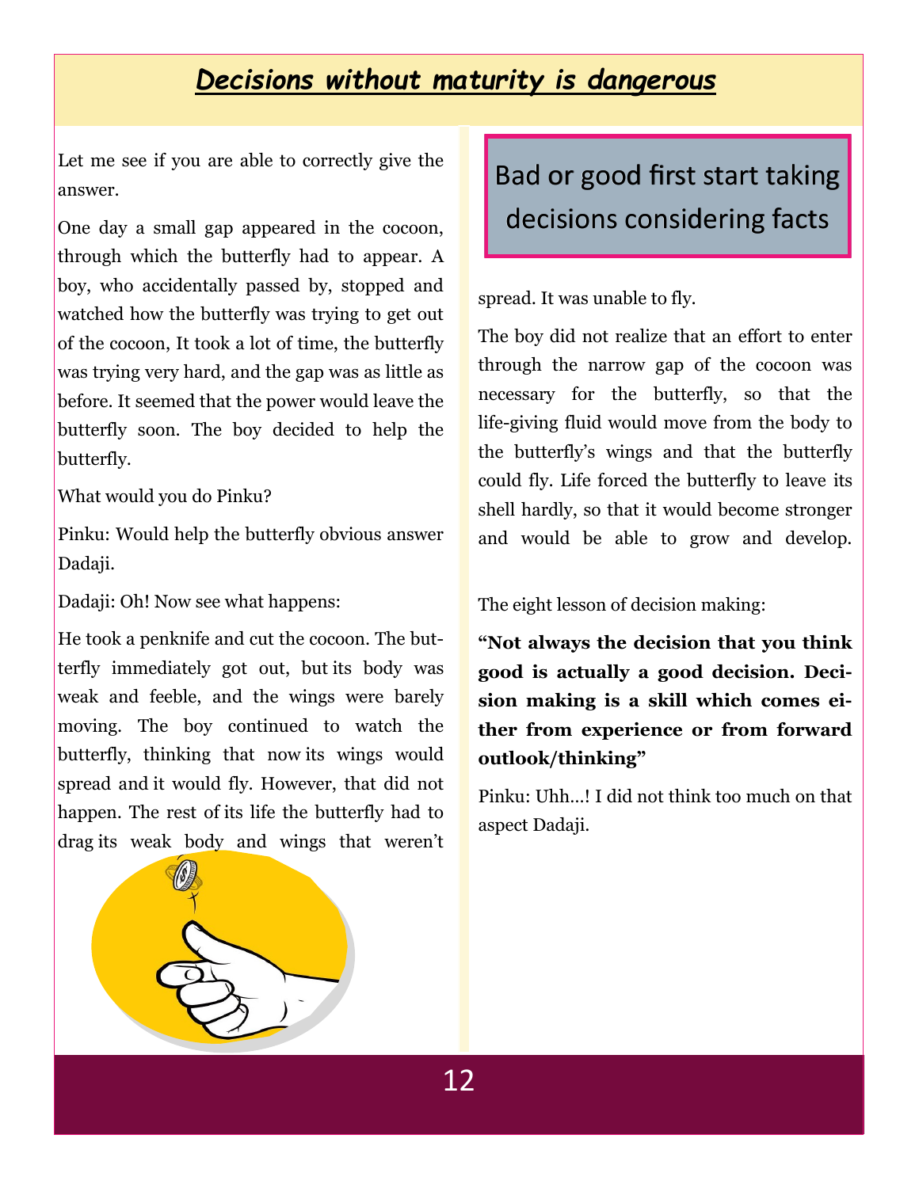# *Decisions without maturity is dangerous*

Let me see if you are able to correctly give the answer.

One day a small gap appeared in the cocoon, through which the butterfly had to appear. A boy, who accidentally passed by, stopped and watched how the butterfly was trying to get out of the cocoon, It took a lot of time, the butterfly was trying very hard, and the gap was as little as before. It seemed that the power would leave the butterfly soon. The boy decided to help the butterfly.

What would you do Pinku?

Pinku: Would help the butterfly obvious answer Dadaji.

Dadaji: Oh! Now see what happens:

He took a penknife and cut the cocoon. The butterfly immediately got out, but its body was weak and feeble, and the wings were barely moving. The boy continued to watch the butterfly, thinking that now its wings would spread and it would fly. However, that did not happen. The rest of its life the butterfly had to drag its weak body and wings that weren't spread. It was unable to fly.

Bad or good first start taking decisions considering facts

The boy did not realize that an effort to enter through the narrow gap of the cocoon was necessary for the butterfly, so that the life-giving fluid would move from the body to the butterfly's wings and that the butterfly could fly. Life forced the butterfly to leave its shell hardly, so that it would become stronger and would be able to grow and develop.

The eight lesson of decision making:

**"Not always the decision that you think good is actually a good decision. Decision making is a skill which comes either from experience or from forward outlook/thinking"**

Pinku: Uhh...! I did not think too much on that aspect Dadaji.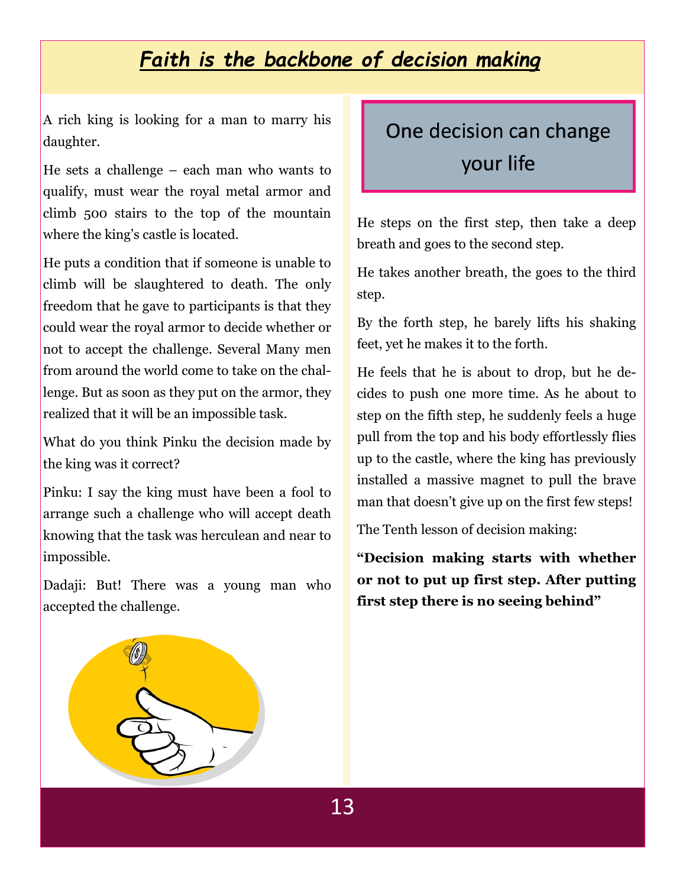# ***Faith is the backbone of decision making***

A rich king is looking for a man to marry his daughter.

He sets a challenge – each man who wants to qualify, must wear the royal metal armor and climb 500 stairs to the top of the mountain where the king's castle is located.

He puts a condition that if someone is unable to climb will be slaughtered to death. The only freedom that he gave to participants is that they could wear the royal armor to decide whether or not to accept the challenge. Several Many men from around the world come to take on the challenge. But as soon as they put on the armor, they realized that it will be an impossible task.

What do you think Pinku the decision made by the king was it correct?

Pinku: I say the king must have been a fool to arrange such a challenge who will accept death knowing that the task was herculean and near to impossible.

Dadaji: But! There was a young man who accepted the challenge.

## One decision can change your life

He steps on the first step, then take a deep breath and goes to the second step.

He takes another breath, the goes to the third step.

By the forth step, he barely lifts his shaking feet, yet he makes it to the forth.

He feels that he is about to drop, but he decides to push one more time. As he about to step on the fifth step, he suddenly feels a huge pull from the top and his body effortlessly flies up to the castle, where the king has previously installed a massive magnet to pull the brave man that doesn't give up on the first few steps!

The Tenth lesson of decision making:

**"Decision making starts with whether or not to put up first step. After putting first step there is no seeing behind"**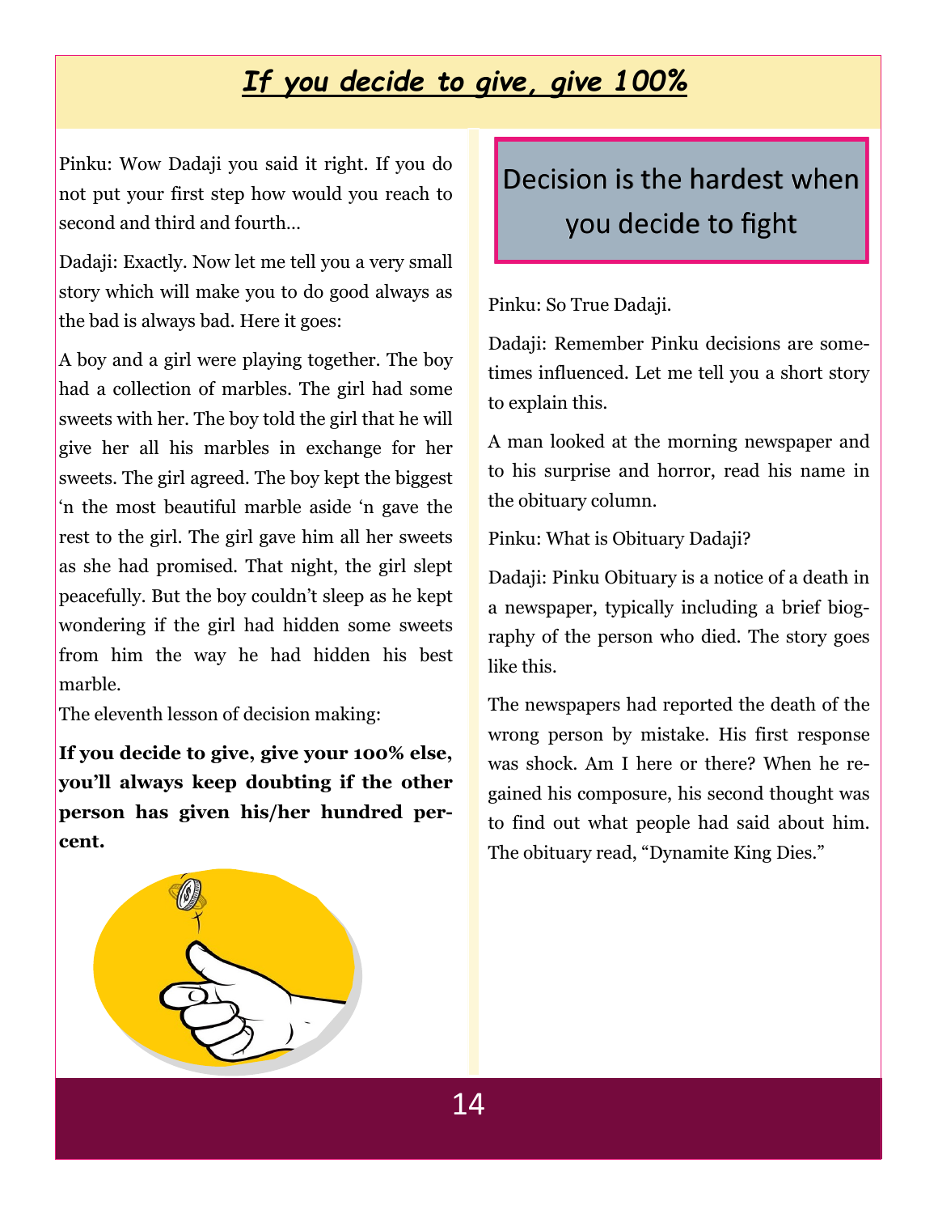# *If you decide to give, give 100%*

Pinku: Wow Dadaji you said it right. If you do not put your first step how would you reach to second and third and fourth…

Dadaji: Exactly. Now let me tell you a very small story which will make you to do good always as the bad is always bad. Here it goes:

A boy and a girl were playing together. The boy had a collection of marbles. The girl had some sweets with her. The boy told the girl that he will give her all his marbles in exchange for her sweets. The girl agreed. The boy kept the biggest 'n the most beautiful marble aside 'n gave the rest to the girl. The girl gave him all her sweets as she had promised. That night, the girl slept peacefully. But the boy couldn't sleep as he kept wondering if the girl had hidden some sweets from him the way he had hidden his best marble.

The eleventh lesson of decision making:

**If you decide to give, give your 100% else, you'll always keep doubting if the other person has given his/her hundred percent.**

## Decision is the hardest when you decide to fight

Pinku: So True Dadaji.

Dadaji: Remember Pinku decisions are sometimes influenced. Let me tell you a short story to explain this.

A man looked at the morning newspaper and to his surprise and horror, read his name in the obituary column.

Pinku: What is Obituary Dadaji?

Dadaji: Pinku Obituary is a notice of a death in a newspaper, typically including a brief biography of the person who died. The story goes like this.

The newspapers had reported the death of the wrong person by mistake. His first response was shock. Am I here or there? When he regained his composure, his second thought was to find out what people had said about him. The obituary read, "Dynamite King Dies."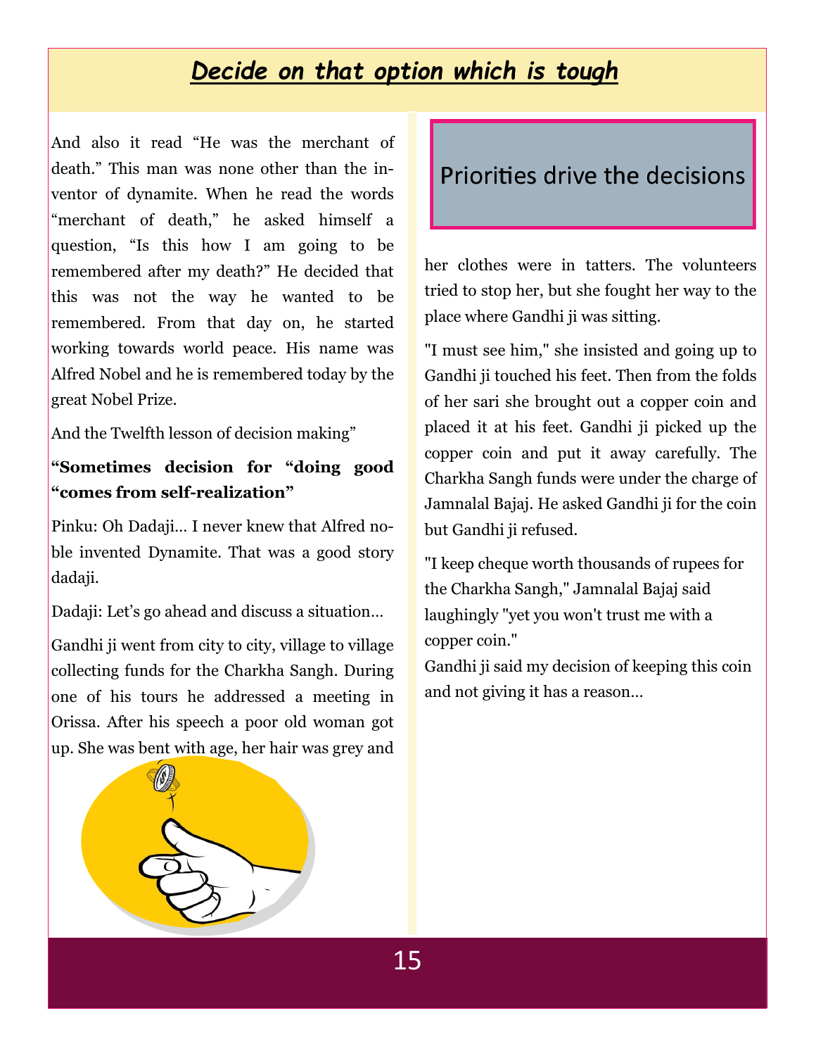# *Decide on that option which is tough*

And also it read “He was the merchant of death.” This man was none other than the inventor of dynamite. When he read the words “merchant of death,” he asked himself a question, “Is this how I am going to be remembered after my death?” He decided that this was not the way he wanted to be remembered. From that day on, he started working towards world peace. His name was Alfred Nobel and he is remembered today by the great Nobel Prize.

And the Twelfth lesson of decision making”

**“Sometimes decision for “doing good “comes from self-realization”**

Pinku: Oh Dadaji… I never knew that Alfred noble invented Dynamite. That was a good story dadaji.

Dadaji: Let’s go ahead and discuss a situation…

Gandhi ji went from city to city, village to village collecting funds for the Charkha Sangh. During one of his tours he addressed a meeting in Orissa. After his speech a poor old woman got up. She was bent with age, her hair was grey and

## Priorities drive the decisions

her clothes were in tatters. The volunteers tried to stop her, but she fought her way to the place where Gandhi ji was sitting.

"I must see him," she insisted and going up to Gandhi ji touched his feet. Then from the folds of her sari she brought out a copper coin and placed it at his feet. Gandhi ji picked up the copper coin and put it away carefully. The Charkha Sangh funds were under the charge of Jamnalal Bajaj. He asked Gandhi ji for the coin but Gandhi ji refused.

"I keep cheque worth thousands of rupees for the Charkha Sangh," Jamnalal Bajaj said laughingly "yet you won't trust me with a copper coin."

Gandhi ji said my decision of keeping this coin and not giving it has a reason…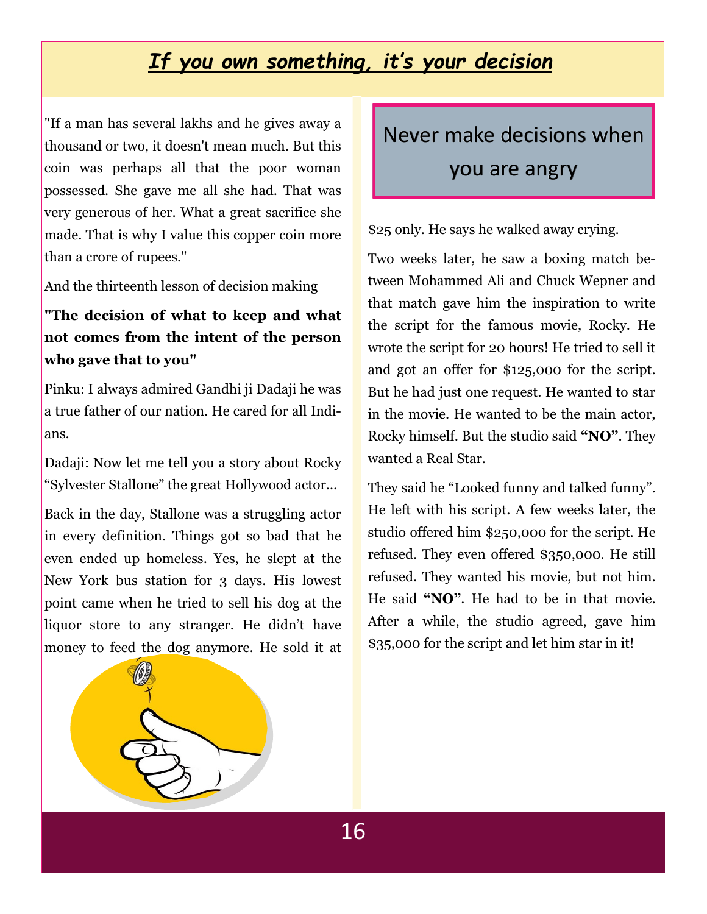## *If you own something, it's your decision*

"If a man has several lakhs and he gives away a thousand or two, it doesn't mean much. But this coin was perhaps all that the poor woman possessed. She gave me all she had. That was very generous of her. What a great sacrifice she made. That is why I value this copper coin more than a crore of rupees."

And the thirteenth lesson of decision making

**"The decision of what to keep and what not comes from the intent of the person who gave that to you"**

Pinku: I always admired Gandhi ji Dadaji he was a true father of our nation. He cared for all Indians.

Dadaji: Now let me tell you a story about Rocky "Sylvester Stallone" the great Hollywood actor…

Back in the day, Stallone was a struggling actor in every definition. Things got so bad that he even ended up homeless. Yes, he slept at the New York bus station for 3 days. His lowest point came when he tried to sell his dog at the liquor store to any stranger. He didn't have money to feed the dog anymore. He sold it at $25 only. He says he walked away crying.

Never make decisions when you are angry

Two weeks later, he saw a boxing match between Mohammed Ali and Chuck Wepner and that match gave him the inspiration to write the script for the famous movie, Rocky. He wrote the script for 20 hours! He tried to sell it and got an offer for $125,000 for the script. But he had just one request. He wanted to star in the movie. He wanted to be the main actor, Rocky himself. But the studio said **"NO"**. They wanted a Real Star.

They said he "Looked funny and talked funny". He left with his script. A few weeks later, the studio offered him $250,000 for the script. He refused. They even offered $350,000. He still refused. They wanted his movie, but not him. He said **"NO"**. He had to be in that movie. After a while, the studio agreed, gave him $35,000 for the script and let him star in it!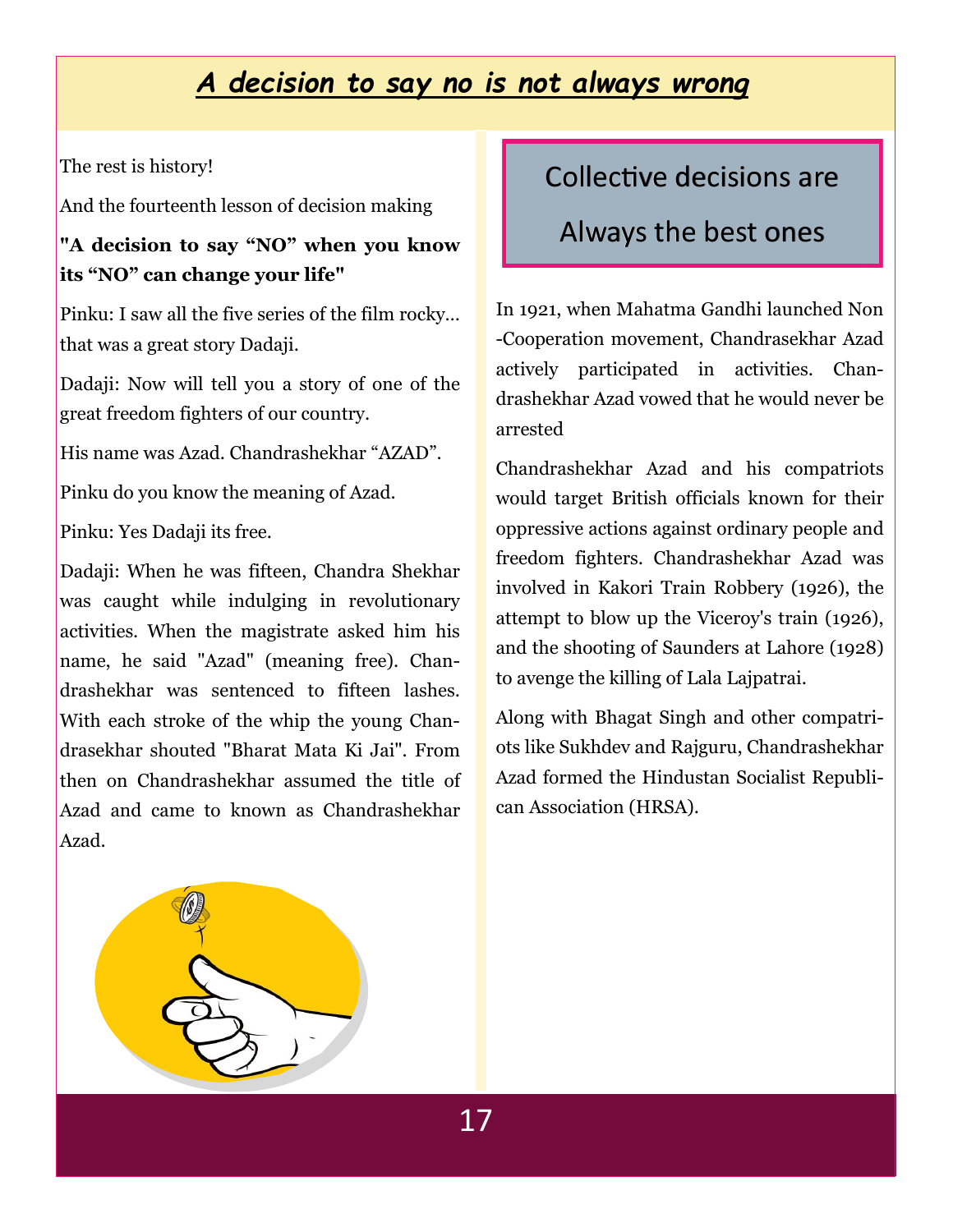# *A decision to say no is not always wrong*

The rest is history!

And the fourteenth lesson of decision making

**"A decision to say "NO" when you know its "NO" can change your life"**

Pinku: I saw all the five series of the film rocky… that was a great story Dadaji.

Dadaji: Now will tell you a story of one of the great freedom fighters of our country.

His name was Azad. Chandrashekhar "AZAD".

Pinku do you know the meaning of Azad.

Pinku: Yes Dadaji its free.

Dadaji: When he was fifteen, Chandra Shekhar was caught while indulging in revolutionary activities. When the magistrate asked him his name, he said "Azad" (meaning free). Chandrashekhar was sentenced to fifteen lashes. With each stroke of the whip the young Chandrasekhar shouted "Bharat Mata Ki Jai". From then on Chandrashekhar assumed the title of Azad and came to known as Chandrashekhar Azad.

## Collective decisions are Always the best ones

In 1921, when Mahatma Gandhi launched Non-Cooperation movement, Chandrasekhar Azad actively participated in activities. Chandrashekhar Azad vowed that he would never be arrested

Chandrashekhar Azad and his compatriots would target British officials known for their oppressive actions against ordinary people and freedom fighters. Chandrashekhar Azad was involved in Kakori Train Robbery (1926), the attempt to blow up the Viceroy's train (1926), and the shooting of Saunders at Lahore (1928) to avenge the killing of Lala Lajpatrai.

Along with Bhagat Singh and other compatriots like Sukhdev and Rajguru, Chandrashekhar Azad formed the Hindustan Socialist Republican Association (HRSA).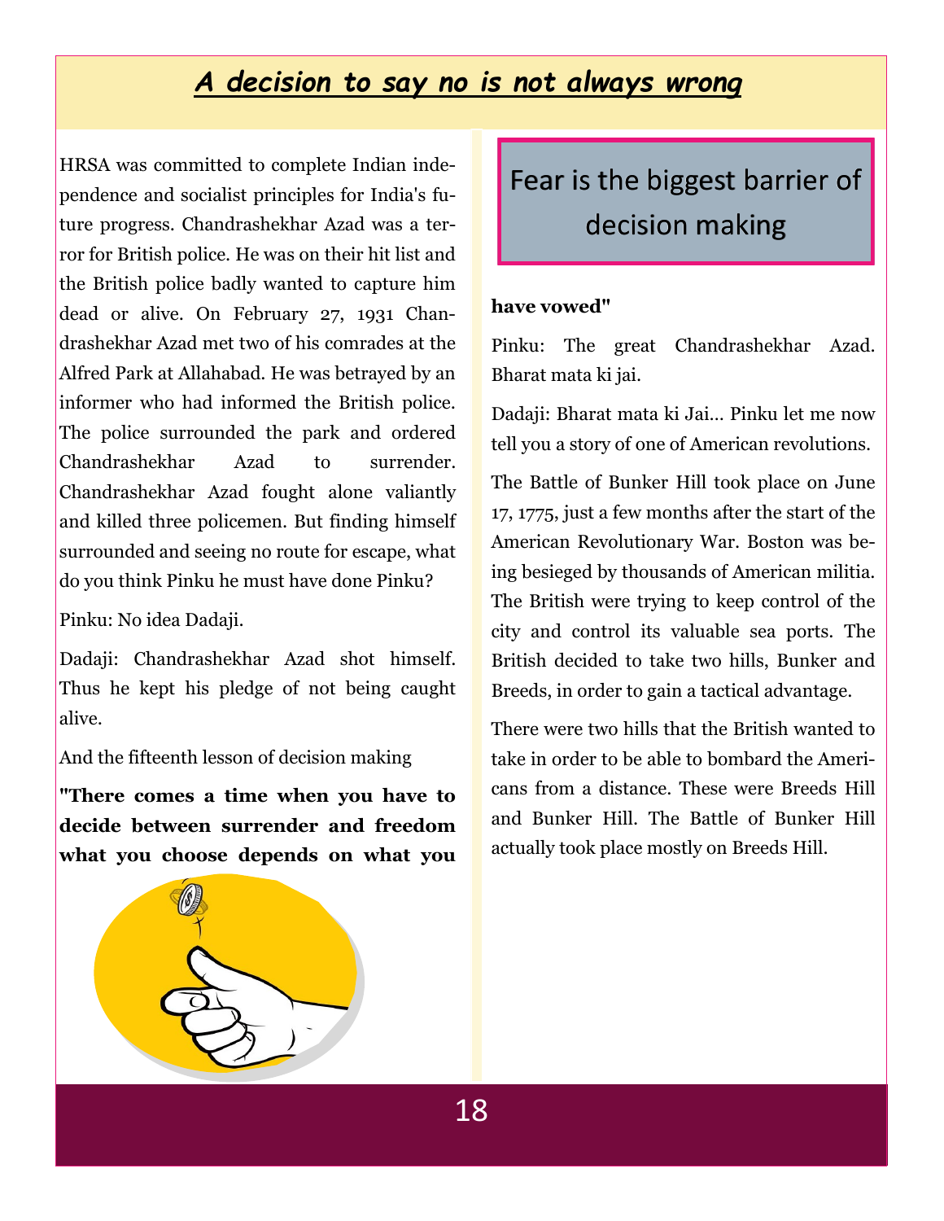## *A decision to say no is not always wrong*

HRSA was committed to complete Indian independence and socialist principles for India's future progress. Chandrashekhar Azad was a terror for British police. He was on their hit list and the British police badly wanted to capture him dead or alive. On February 27, 1931 Chandrashekhar Azad met two of his comrades at the Alfred Park at Allahabad. He was betrayed by an informer who had informed the British police. The police surrounded the park and ordered Chandrashekhar Azad to surrender. Chandrashekhar Azad fought alone valiantly and killed three policemen. But finding himself surrounded and seeing no route for escape, what do you think Pinku he must have done Pinku?

Pinku: No idea Dadaji.

Dadaji: Chandrashekhar Azad shot himself. Thus he kept his pledge of not being caught alive.

And the fifteenth lesson of decision making

**"There comes a time when you have to decide between surrender and freedom what you choose depends on what you have vowed"**

> Fear is the biggest barrier of decision making

Pinku: The great Chandrashekhar Azad. Bharat mata ki jai.

Dadaji: Bharat mata ki Jai… Pinku let me now tell you a story of one of American revolutions.

The Battle of Bunker Hill took place on June 17, 1775, just a few months after the start of the American Revolutionary War. Boston was being besieged by thousands of American militia. The British were trying to keep control of the city and control its valuable sea ports. The British decided to take two hills, Bunker and Breeds, in order to gain a tactical advantage.

There were two hills that the British wanted to take in order to be able to bombard the Americans from a distance. These were Breeds Hill and Bunker Hill. The Battle of Bunker Hill actually took place mostly on Breeds Hill.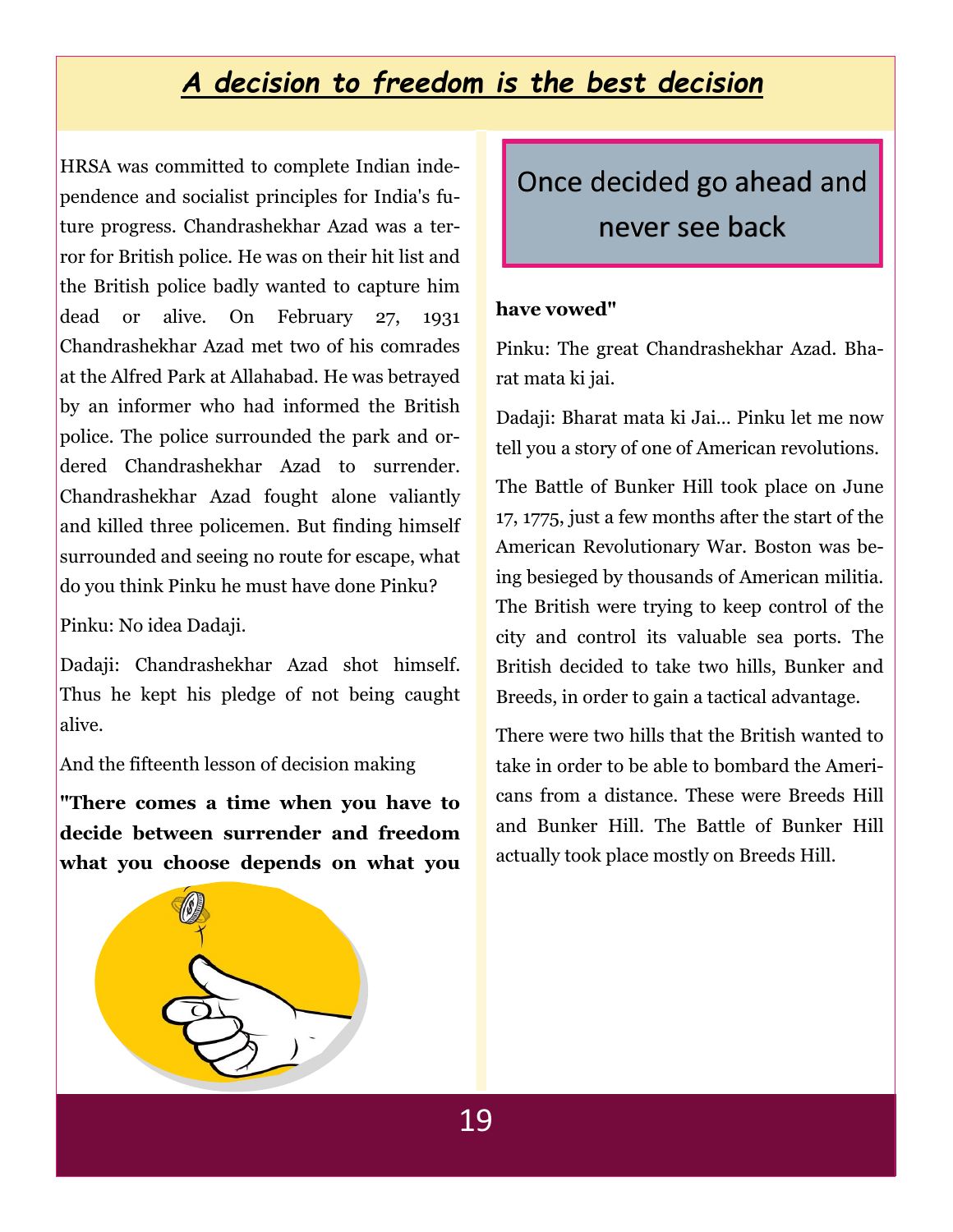# *A decision to freedom is the best decision*

HRSA was committed to complete Indian independence and socialist principles for India's future progress. Chandrashekhar Azad was a terror for British police. He was on their hit list and the British police badly wanted to capture him dead or alive. On February 27, 1931 Chandrashekhar Azad met two of his comrades at the Alfred Park at Allahabad. He was betrayed by an informer who had informed the British police. The police surrounded the park and ordered Chandrashekhar Azad to surrender. Chandrashekhar Azad fought alone valiantly and killed three policemen. But finding himself surrounded and seeing no route for escape, what do you think Pinku he must have done Pinku?

Pinku: No idea Dadaji.

Dadaji: Chandrashekhar Azad shot himself. Thus he kept his pledge of not being caught alive.

And the fifteenth lesson of decision making

**"There comes a time when you have to decide between surrender and freedom what you choose depends on what you have vowed"**

Once decided go ahead and never see back

Pinku: The great Chandrashekhar Azad. Bharat mata ki jai.

Dadaji: Bharat mata ki Jai... Pinku let me now tell you a story of one of American revolutions.

The Battle of Bunker Hill took place on June 17, 1775, just a few months after the start of the American Revolutionary War. Boston was being besieged by thousands of American militia. The British were trying to keep control of the city and control its valuable sea ports. The British decided to take two hills, Bunker and Breeds, in order to gain a tactical advantage.

There were two hills that the British wanted to take in order to be able to bombard the Americans from a distance. These were Breeds Hill and Bunker Hill. The Battle of Bunker Hill actually took place mostly on Breeds Hill.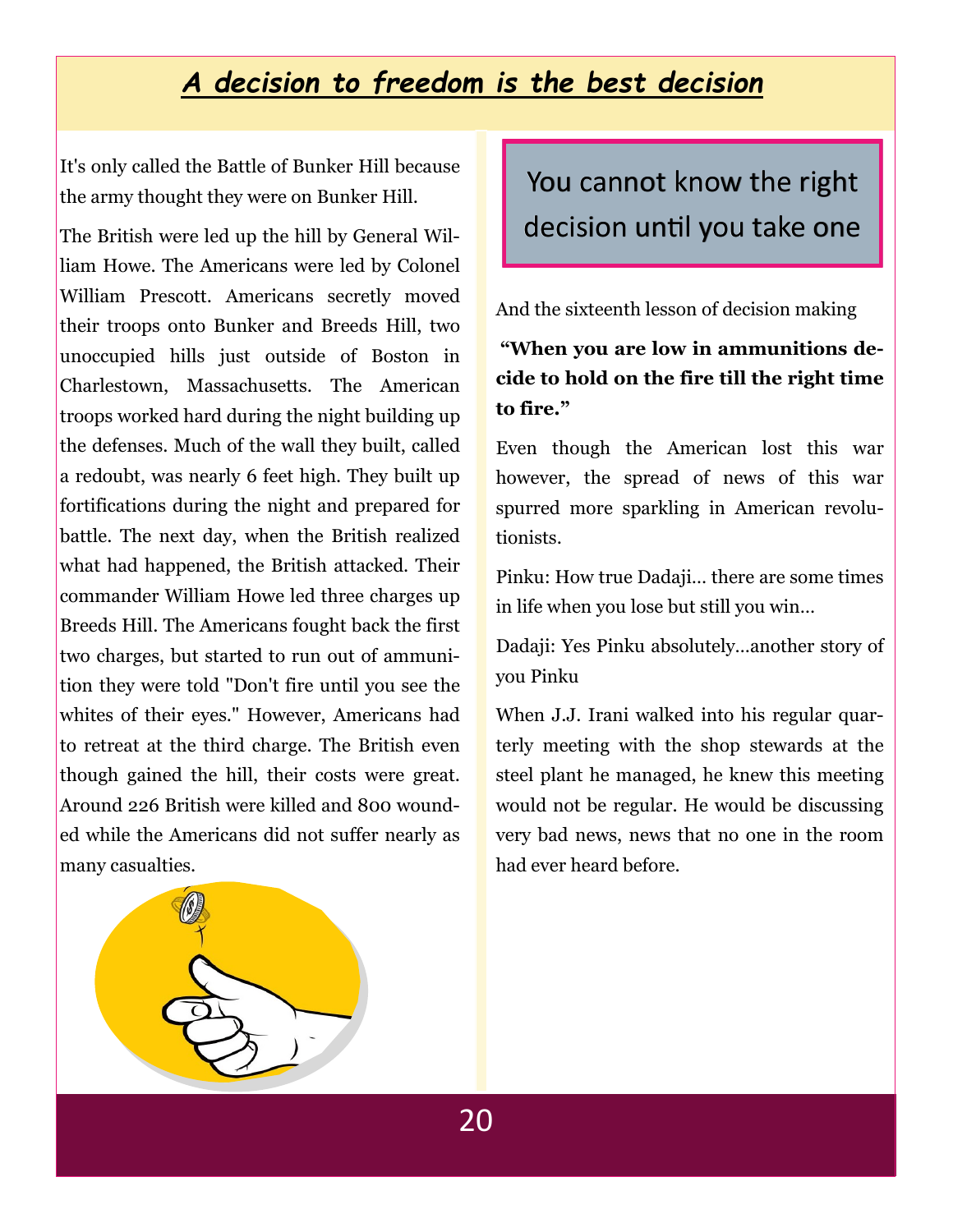# *A decision to freedom is the best decision*

It's only called the Battle of Bunker Hill because the army thought they were on Bunker Hill.

The British were led up the hill by General William Howe. The Americans were led by Colonel William Prescott. Americans secretly moved their troops onto Bunker and Breeds Hill, two unoccupied hills just outside of Boston in Charlestown, Massachusetts. The American troops worked hard during the night building up the defenses. Much of the wall they built, called a redoubt, was nearly 6 feet high. They built up fortifications during the night and prepared for battle. The next day, when the British realized what had happened, the British attacked. Their commander William Howe led three charges up Breeds Hill. The Americans fought back the first two charges, but started to run out of ammunition they were told "Don't fire until you see the whites of their eyes." However, Americans had to retreat at the third charge. The British even though gained the hill, their costs were great. Around 226 British were killed and 800 wounded while the Americans did not suffer nearly as many casualties.

> You cannot know the right decision until you take one

And the sixteenth lesson of decision making

**"When you are low in ammunitions decide to hold on the fire till the right time to fire."**

Even though the American lost this war however, the spread of news of this war spurred more sparkling in American revolutionists.

Pinku: How true Dadaji... there are some times in life when you lose but still you win...

Dadaji: Yes Pinku absolutely...another story of you Pinku

When J.J. Irani walked into his regular quarterly meeting with the shop stewards at the steel plant he managed, he knew this meeting would not be regular. He would be discussing very bad news, news that no one in the room had ever heard before.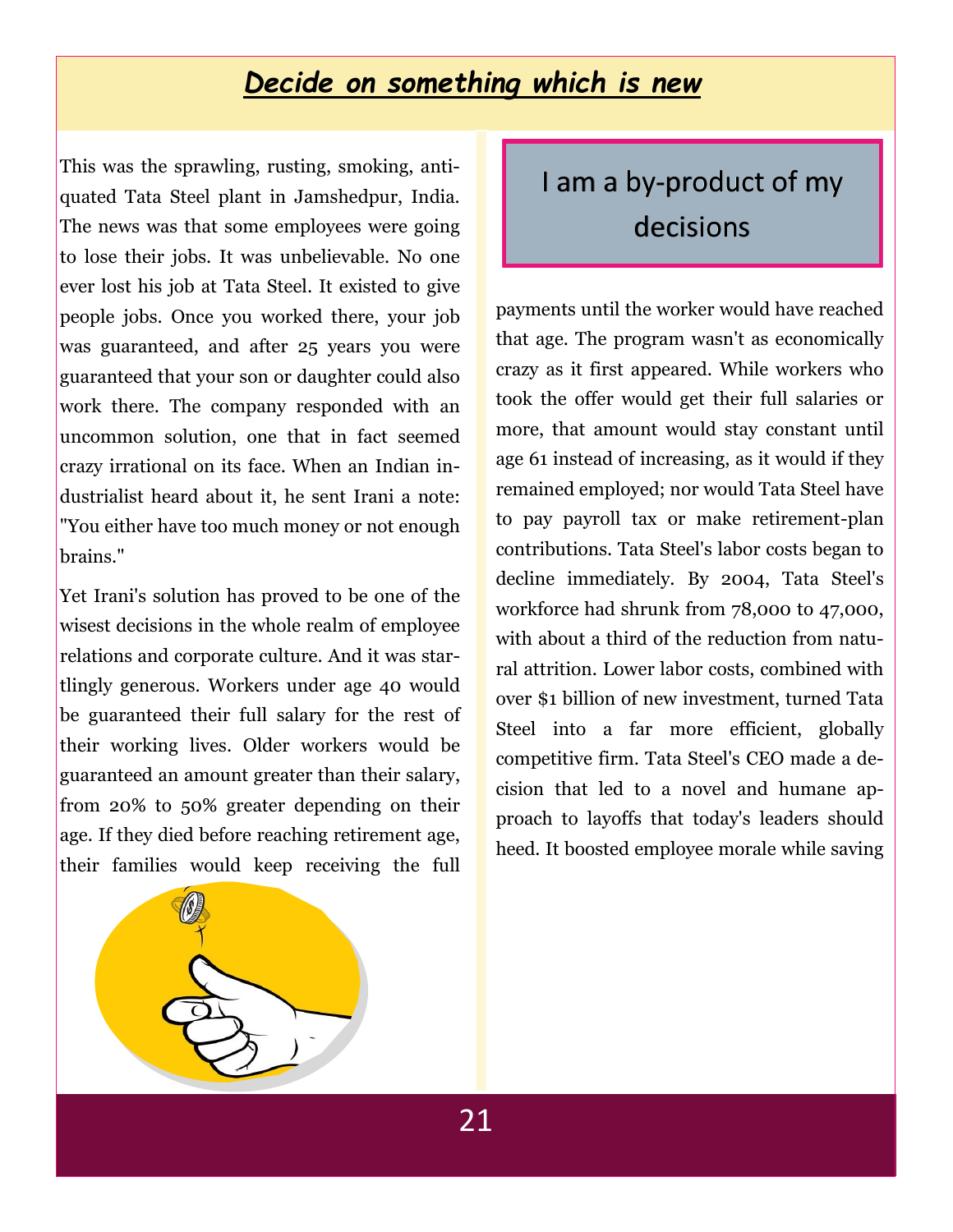## *Decide on something which is new*

This was the sprawling, rusting, smoking, antiquated Tata Steel plant in Jamshedpur, India. The news was that some employees were going to lose their jobs. It was unbelievable. No one ever lost his job at Tata Steel. It existed to give people jobs. Once you worked there, your job was guaranteed, and after 25 years you were guaranteed that your son or daughter could also work there. The company responded with an uncommon solution, one that in fact seemed crazy irrational on its face. When an Indian industrialist heard about it, he sent Irani a note: "You either have too much money or not enough brains."

Yet Irani's solution has proved to be one of the wisest decisions in the whole realm of employee relations and corporate culture. And it was startlingly generous. Workers under age 40 would be guaranteed their full salary for the rest of their working lives. Older workers would be guaranteed an amount greater than their salary, from 20% to 50% greater depending on their age. If they died before reaching retirement age, their families would keep receiving the full payments until the worker would have reached that age. The program wasn't as economically crazy as it first appeared. While workers who took the offer would get their full salaries or more, that amount would stay constant until age 61 instead of increasing, as it would if they remained employed; nor would Tata Steel have to pay payroll tax or make retirement-plan contributions. Tata Steel's labor costs began to decline immediately. By 2004, Tata Steel's workforce had shrunk from 78,000 to 47,000, with about a third of the reduction from natural attrition. Lower labor costs, combined with over $1 billion of new investment, turned Tata Steel into a far more efficient, globally competitive firm. Tata Steel's CEO made a decision that led to a novel and humane approach to layoffs that today's leaders should heed. It boosted employee morale while saving

> I am a by-product of my decisions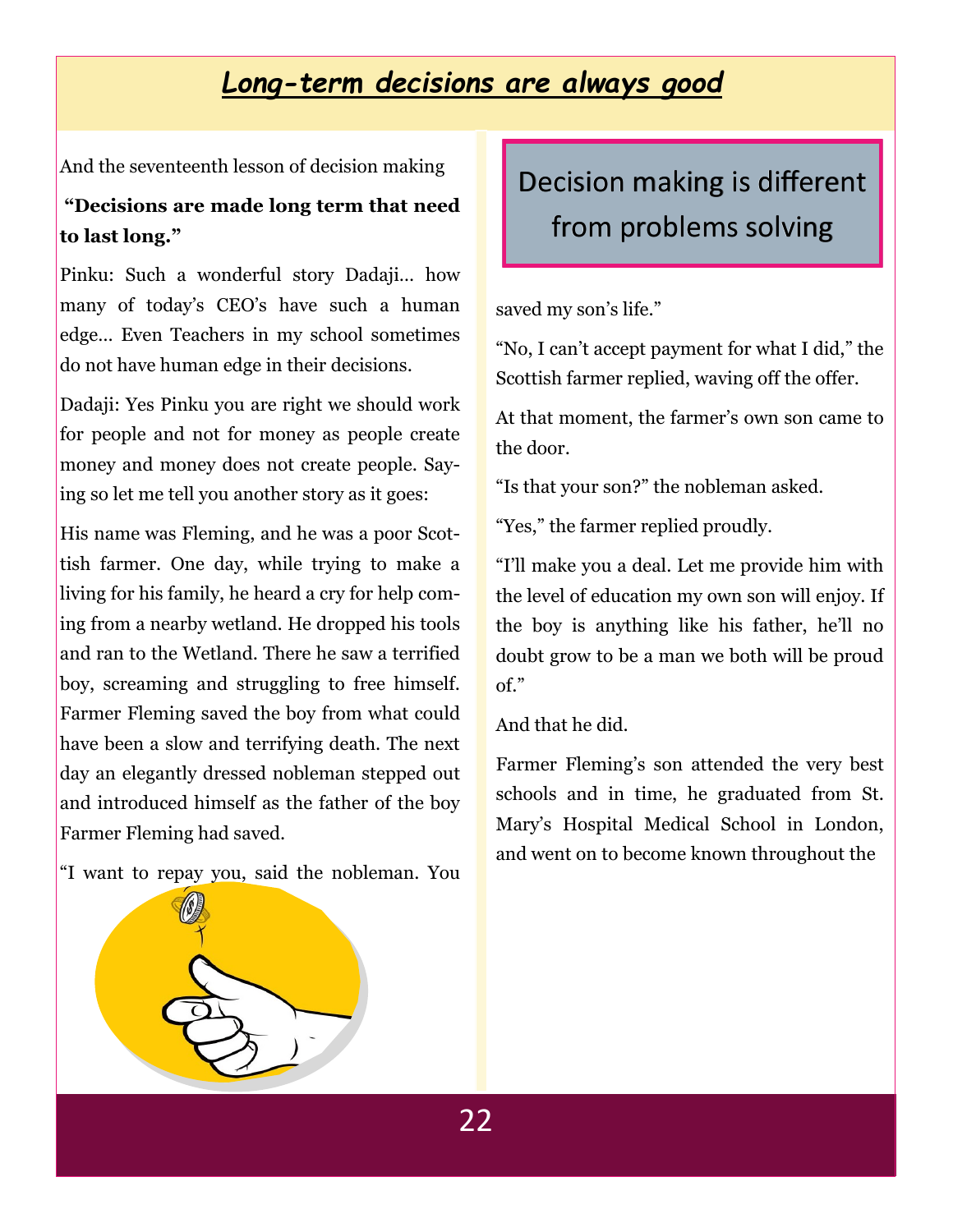# *Long-term decisions are always good*

And the seventeenth lesson of decision making

**"Decisions are made long term that need to last long."**

Pinku: Such a wonderful story Dadaji… how many of today's CEO's have such a human edge… Even Teachers in my school sometimes do not have human edge in their decisions.

Dadaji: Yes Pinku you are right we should work for people and not for money as people create money and money does not create people. Saying so let me tell you another story as it goes:

His name was Fleming, and he was a poor Scottish farmer. One day, while trying to make a living for his family, he heard a cry for help coming from a nearby wetland. He dropped his tools and ran to the Wetland. There he saw a terrified boy, screaming and struggling to free himself. Farmer Fleming saved the boy from what could have been a slow and terrifying death. The next day an elegantly dressed nobleman stepped out and introduced himself as the father of the boy Farmer Fleming had saved.

"I want to repay you, said the nobleman. You saved my son's life."

"No, I can't accept payment for what I did," the Scottish farmer replied, waving off the offer.

At that moment, the farmer's own son came to the door.

"Is that your son?" the nobleman asked.

"Yes," the farmer replied proudly.

"I'll make you a deal. Let me provide him with the level of education my own son will enjoy. If the boy is anything like his father, he'll no doubt grow to be a man we both will be proud of."

And that he did.

Farmer Fleming's son attended the very best schools and in time, he graduated from St. Mary's Hospital Medical School in London, and went on to become known throughout the

> Decision making is different from problems solving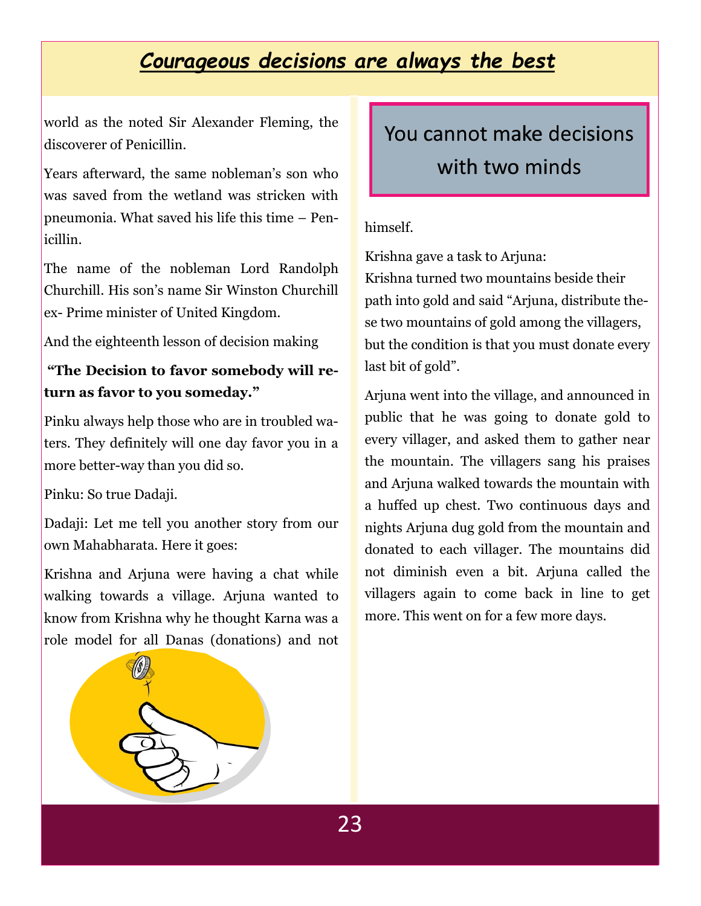world as the noted Sir Alexander Fleming, the discoverer of Penicillin.

Years afterward, the same nobleman's son who was saved from the wetland was stricken with pneumonia. What saved his life this time – Penicillin.

The name of the nobleman Lord Randolph Churchill. His son's name Sir Winston Churchill ex- Prime minister of United Kingdom.

And the eighteenth lesson of decision making

**"The Decision to favor somebody will return as favor to you someday."**

Pinku always help those who are in troubled waters. They definitely will one day favor you in a more better-way than you did so.

Pinku: So true Dadaji.

Dadaji: Let me tell you another story from our own Mahabharata. Here it goes:

Krishna and Arjuna were having a chat while walking towards a village. Arjuna wanted to know from Krishna why he thought Karna was a role model for all Danas (donations) and not himself.

> You cannot make decisions with two minds

Krishna gave a task to Arjuna:
Krishna turned two mountains beside their path into gold and said "Arjuna, distribute these two mountains of gold among the villagers, but the condition is that you must donate every last bit of gold".

Arjuna went into the village, and announced in public that he was going to donate gold to every villager, and asked them to gather near the mountain. The villagers sang his praises and Arjuna walked towards the mountain with a huffed up chest. Two continuous days and nights Arjuna dug gold from the mountain and donated to each villager. The mountains did not diminish even a bit. Arjuna called the villagers again to come back in line to get more. This went on for a few more days.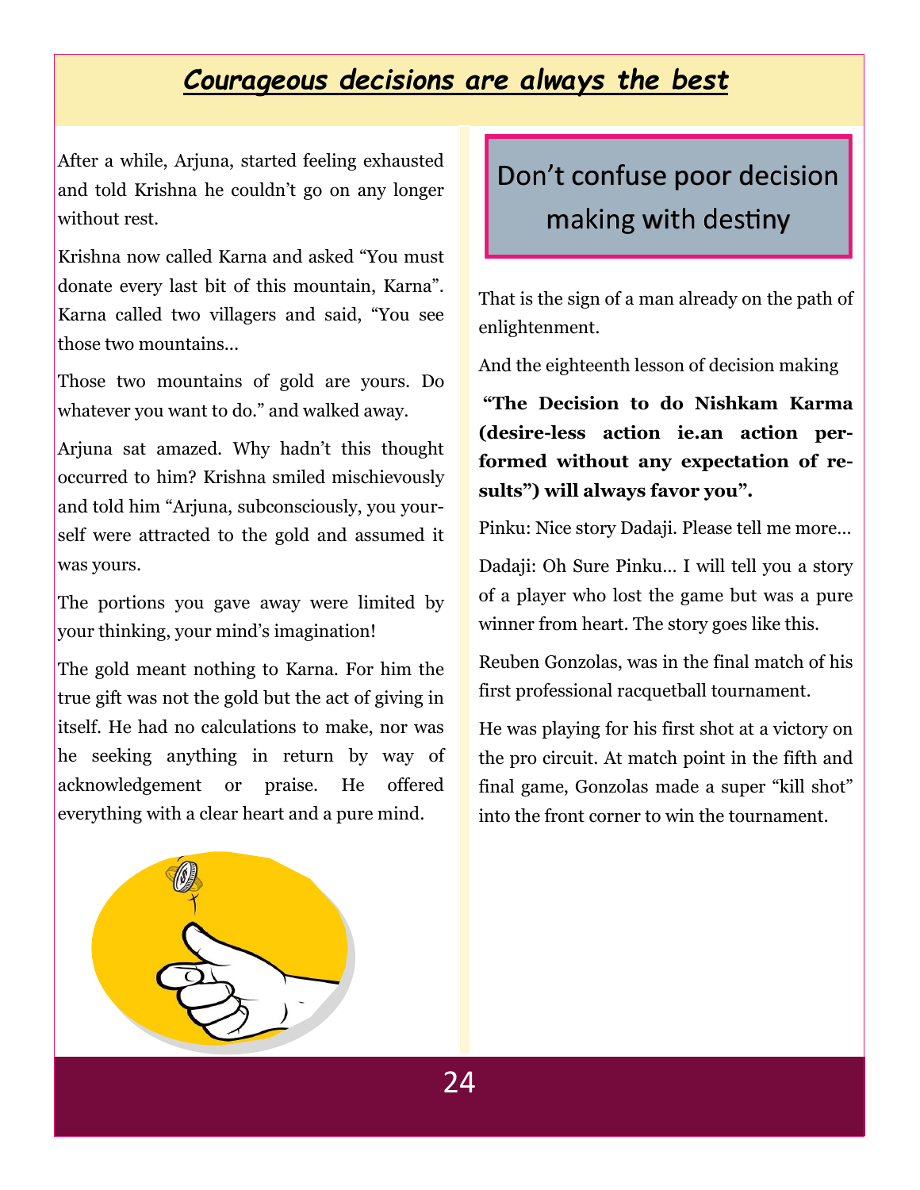## *Courageous decisions are always the best*

After a while, Arjuna, started feeling exhausted and told Krishna he couldn't go on any longer without rest.

Krishna now called Karna and asked "You must donate every last bit of this mountain, Karna". Karna called two villagers and said, "You see those two mountains…

Those two mountains of gold are yours. Do whatever you want to do." and walked away.

Arjuna sat amazed. Why hadn't this thought occurred to him? Krishna smiled mischievously and told him "Arjuna, subconsciously, you yourself were attracted to the gold and assumed it was yours.

The portions you gave away were limited by your thinking, your mind's imagination!

The gold meant nothing to Karna. For him the true gift was not the gold but the act of giving in itself. He had no calculations to make, nor was he seeking anything in return by way of acknowledgement or praise. He offered everything with a clear heart and a pure mind.

> Don't confuse poor decision making with destiny

That is the sign of a man already on the path of enlightenment.

And the eighteenth lesson of decision making

**"The Decision to do Nishkam Karma (desire-less action ie.an action performed without any expectation of results") will always favor you".**

Pinku: Nice story Dadaji. Please tell me more…

Dadaji: Oh Sure Pinku… I will tell you a story of a player who lost the game but was a pure winner from heart. The story goes like this.

Reuben Gonzolas, was in the final match of his first professional racquetball tournament.

He was playing for his first shot at a victory on the pro circuit. At match point in the fifth and final game, Gonzolas made a super "kill shot" into the front corner to win the tournament.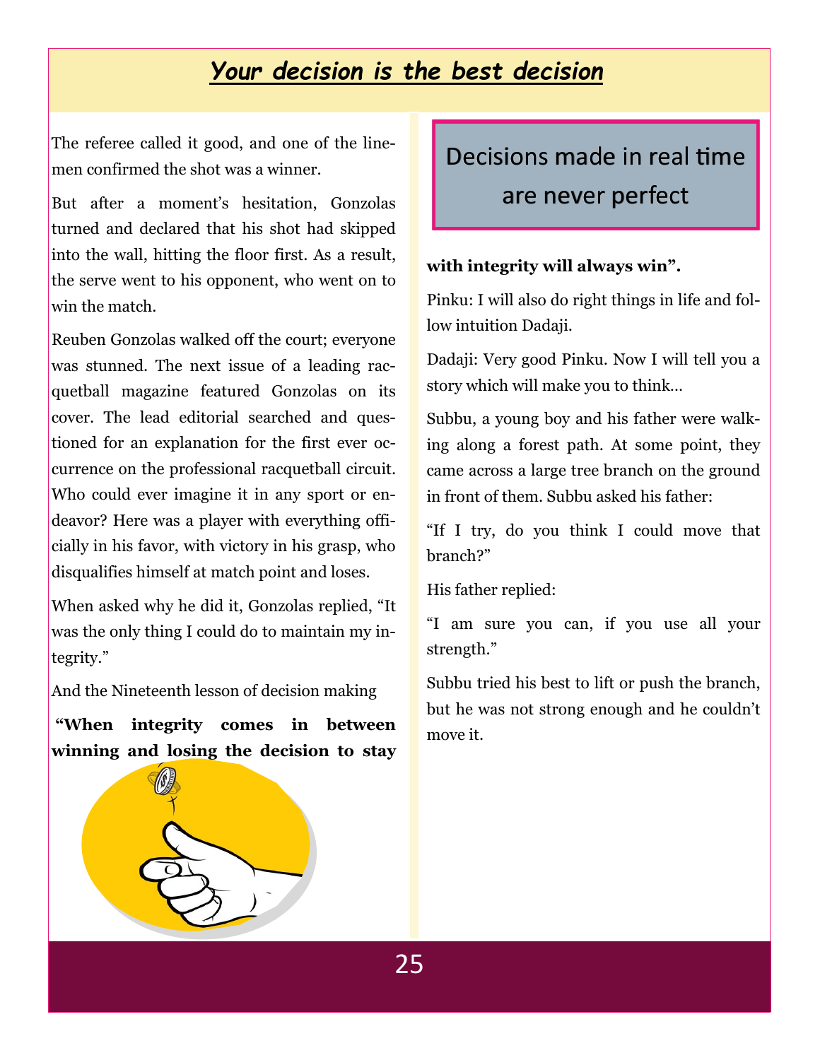## ***Your decision is the best decision***

The referee called it good, and one of the linemen confirmed the shot was a winner.

But after a moment's hesitation, Gonzolas turned and declared that his shot had skipped into the wall, hitting the floor first. As a result, the serve went to his opponent, who went on to win the match.

Reuben Gonzolas walked off the court; everyone was stunned. The next issue of a leading racquetball magazine featured Gonzolas on its cover. The lead editorial searched and questioned for an explanation for the first ever occurrence on the professional racquetball circuit. Who could ever imagine it in any sport or endeavor? Here was a player with everything officially in his favor, with victory in his grasp, who disqualifies himself at match point and loses.

When asked why he did it, Gonzolas replied, "It was the only thing I could do to maintain my integrity."

And the Nineteenth lesson of decision making

**"When integrity comes in between winning and losing the decision to stay with integrity will always win".**

Decisions made in real time are never perfect

Pinku: I will also do right things in life and follow intuition Dadaji.

Dadaji: Very good Pinku. Now I will tell you a story which will make you to think…

Subbu, a young boy and his father were walking along a forest path. At some point, they came across a large tree branch on the ground in front of them. Subbu asked his father:

"If I try, do you think I could move that branch?"

His father replied:

"I am sure you can, if you use all your strength."

Subbu tried his best to lift or push the branch, but he was not strong enough and he couldn't move it.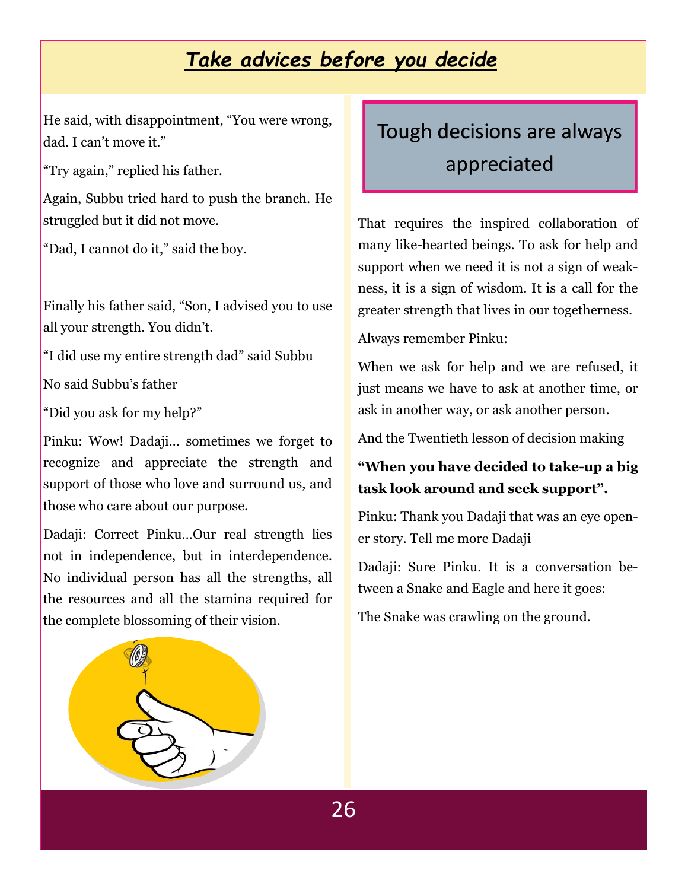## *Take advices before you decide*

He said, with disappointment, "You were wrong, dad. I can't move it."

"Try again," replied his father.

Again, Subbu tried hard to push the branch. He struggled but it did not move.

"Dad, I cannot do it," said the boy.

Finally his father said, "Son, I advised you to use all your strength. You didn't.

"I did use my entire strength dad" said Subbu

No said Subbu's father

"Did you ask for my help?"

Pinku: Wow! Dadaji… sometimes we forget to recognize and appreciate the strength and support of those who love and surround us, and those who care about our purpose.

Dadaji: Correct Pinku…Our real strength lies not in independence, but in interdependence. No individual person has all the strengths, all the resources and all the stamina required for the complete blossoming of their vision.

### Tough decisions are always appreciated

That requires the inspired collaboration of many like-hearted beings. To ask for help and support when we need it is not a sign of weakness, it is a sign of wisdom. It is a call for the greater strength that lives in our togetherness.

Always remember Pinku:

When we ask for help and we are refused, it just means we have to ask at another time, or ask in another way, or ask another person.

And the Twentieth lesson of decision making

**"When you have decided to take-up a big task look around and seek support".**

Pinku: Thank you Dadaji that was an eye opener story. Tell me more Dadaji

Dadaji: Sure Pinku. It is a conversation between a Snake and Eagle and here it goes:

The Snake was crawling on the ground.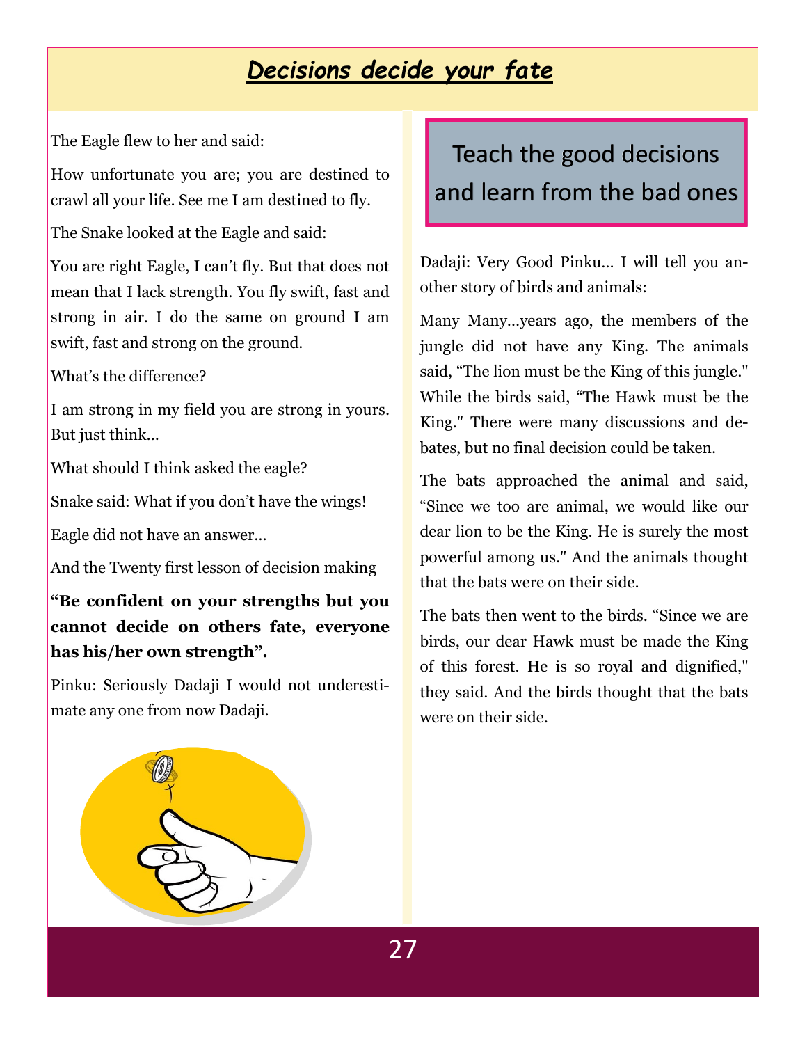## *Decisions decide your fate*

The Eagle flew to her and said:

How unfortunate you are; you are destined to crawl all your life. See me I am destined to fly.

The Snake looked at the Eagle and said:

You are right Eagle, I can't fly. But that does not mean that I lack strength. You fly swift, fast and strong in air. I do the same on ground I am swift, fast and strong on the ground.

What's the difference?

I am strong in my field you are strong in yours. But just think…

What should I think asked the eagle?

Snake said: What if you don't have the wings!

Eagle did not have an answer…

And the Twenty first lesson of decision making

**"Be confident on your strengths but you cannot decide on others fate, everyone has his/her own strength".**

Pinku: Seriously Dadaji I would not underestimate any one from now Dadaji.

### Teach the good decisions and learn from the bad ones

Dadaji: Very Good Pinku… I will tell you another story of birds and animals:

Many Many…years ago, the members of the jungle did not have any King. The animals said, "The lion must be the King of this jungle." While the birds said, "The Hawk must be the King." There were many discussions and debates, but no final decision could be taken.

The bats approached the animal and said, "Since we too are animal, we would like our dear lion to be the King. He is surely the most powerful among us." And the animals thought that the bats were on their side.

The bats then went to the birds. "Since we are birds, our dear Hawk must be made the King of this forest. He is so royal and dignified," they said. And the birds thought that the bats were on their side.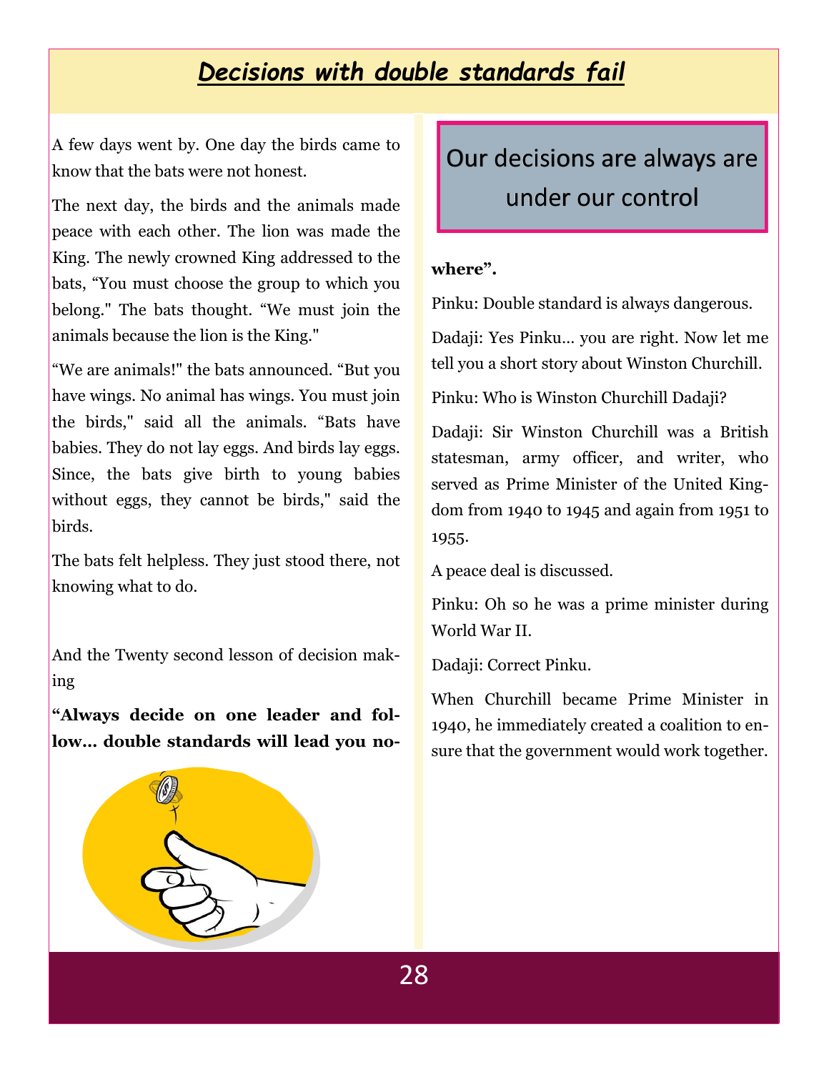## *Decisions with double standards fail*

A few days went by. One day the birds came to know that the bats were not honest.

The next day, the birds and the animals made peace with each other. The lion was made the King. The newly crowned King addressed to the bats, "You must choose the group to which you belong." The bats thought. "We must join the animals because the lion is the King."

"We are animals!" the bats announced. "But you have wings. No animal has wings. You must join the birds," said all the animals. "Bats have babies. They do not lay eggs. And birds lay eggs. Since, the bats give birth to young babies without eggs, they cannot be birds," said the birds.

The bats felt helpless. They just stood there, not knowing what to do.

And the Twenty second lesson of decision making

**"Always decide on one leader and follow... double standards will lead you nowhere".**

> Our decisions are always are under our control

Pinku: Double standard is always dangerous.

Dadaji: Yes Pinku... you are right. Now let me tell you a short story about Winston Churchill.

Pinku: Who is Winston Churchill Dadaji?

Dadaji: Sir Winston Churchill was a British statesman, army officer, and writer, who served as Prime Minister of the United Kingdom from 1940 to 1945 and again from 1951 to 1955.

A peace deal is discussed.

Pinku: Oh so he was a prime minister during World War II.

Dadaji: Correct Pinku.

When Churchill became Prime Minister in 1940, he immediately created a coalition to ensure that the government would work together.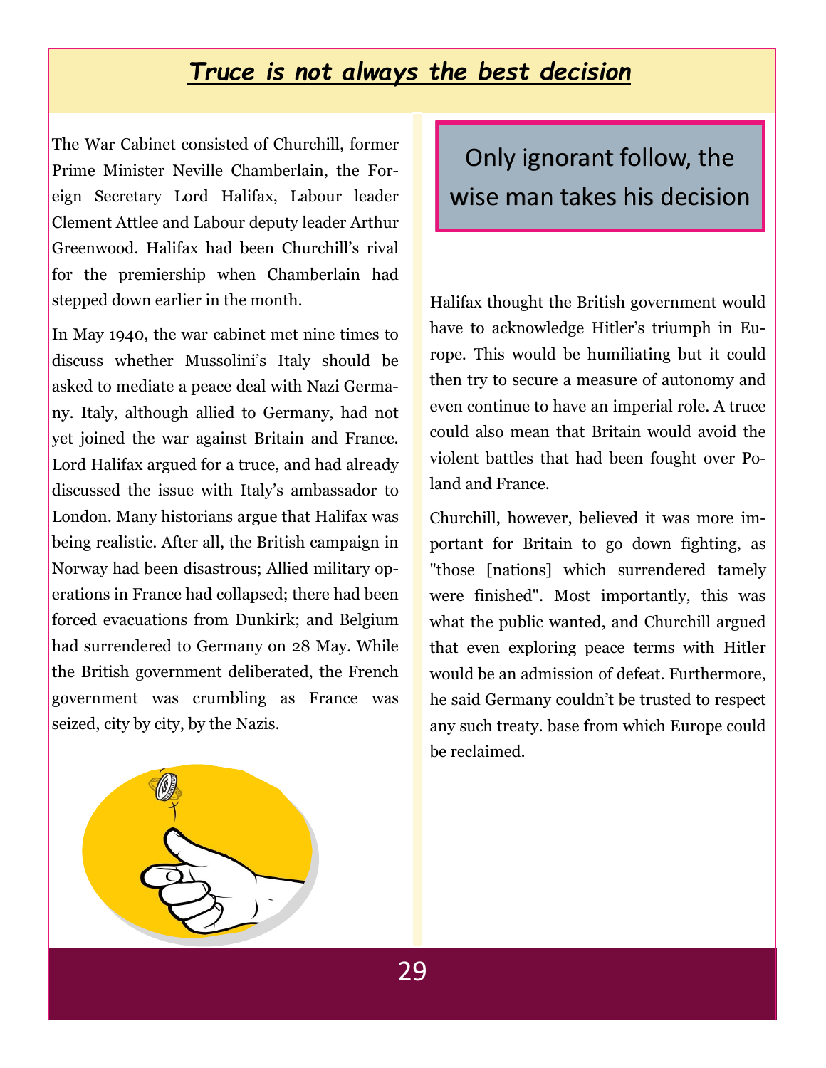# *Truce is not always the best decision*

The War Cabinet consisted of Churchill, former Prime Minister Neville Chamberlain, the Foreign Secretary Lord Halifax, Labour leader Clement Attlee and Labour deputy leader Arthur Greenwood. Halifax had been Churchill's rival for the premiership when Chamberlain had stepped down earlier in the month.

In May 1940, the war cabinet met nine times to discuss whether Mussolini's Italy should be asked to mediate a peace deal with Nazi Germany. Italy, although allied to Germany, had not yet joined the war against Britain and France. Lord Halifax argued for a truce, and had already discussed the issue with Italy's ambassador to London. Many historians argue that Halifax was being realistic. After all, the British campaign in Norway had been disastrous; Allied military operations in France had collapsed; there had been forced evacuations from Dunkirk; and Belgium had surrendered to Germany on 28 May. While the British government deliberated, the French government was crumbling as France was seized, city by city, by the Nazis.

> Only ignorant follow, the wise man takes his decision

Halifax thought the British government would have to acknowledge Hitler's triumph in Europe. This would be humiliating but it could then try to secure a measure of autonomy and even continue to have an imperial role. A truce could also mean that Britain would avoid the violent battles that had been fought over Poland and France.

Churchill, however, believed it was more important for Britain to go down fighting, as "those [nations] which surrendered tamely were finished". Most importantly, this was what the public wanted, and Churchill argued that even exploring peace terms with Hitler would be an admission of defeat. Furthermore, he said Germany couldn't be trusted to respect any such treaty. base from which Europe could be reclaimed.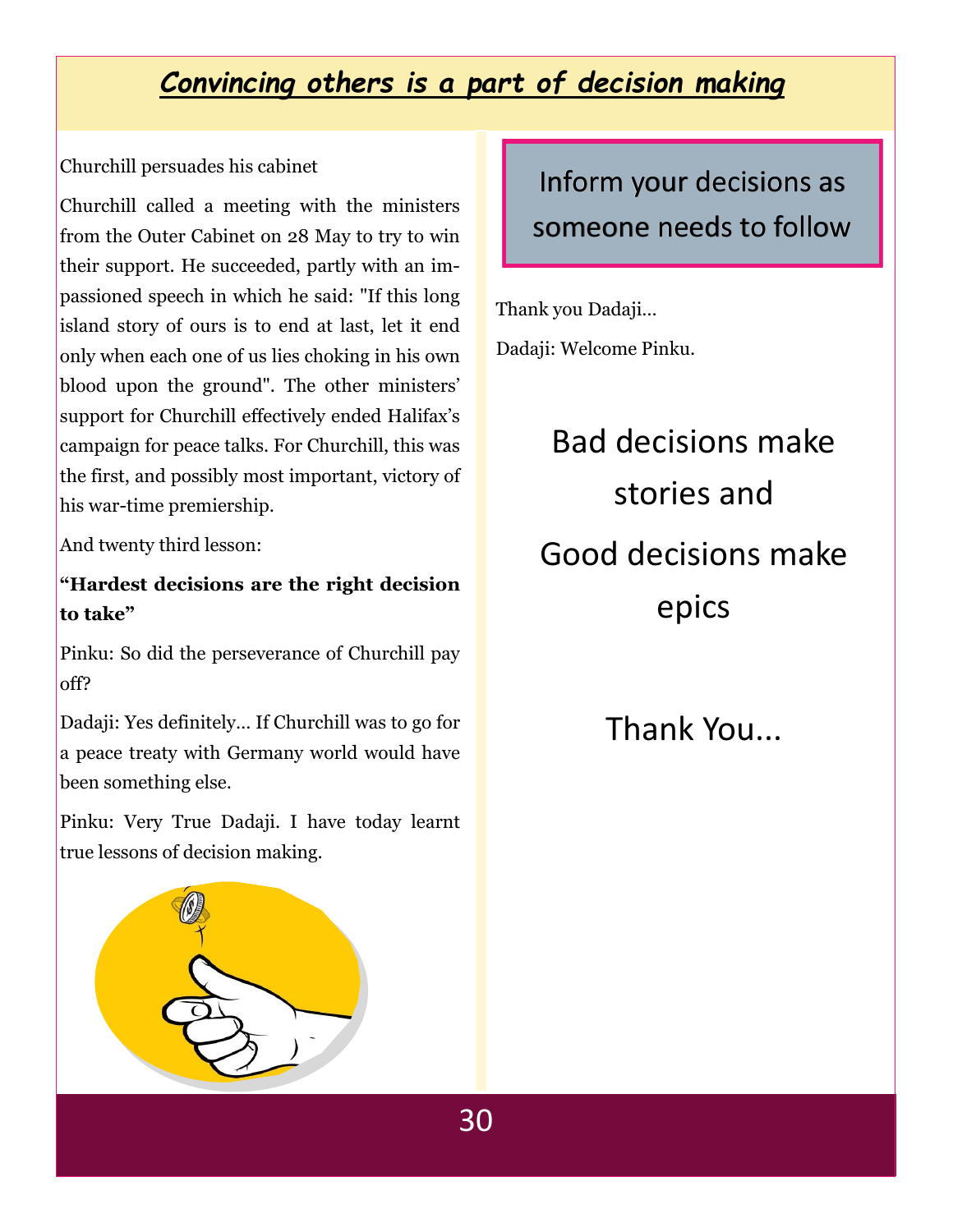## *Convincing others is a part of decision making*

Churchill persuades his cabinet

Churchill called a meeting with the ministers from the Outer Cabinet on 28 May to try to win their support. He succeeded, partly with an impassioned speech in which he said: "If this long island story of ours is to end at last, let it end only when each one of us lies choking in his own blood upon the ground". The other ministers' support for Churchill effectively ended Halifax's campaign for peace talks. For Churchill, this was the first, and possibly most important, victory of his war-time premiership.

And twenty third lesson:

**"Hardest decisions are the right decision to take"**

Pinku: So did the perseverance of Churchill pay off?

Dadaji: Yes definitely... If Churchill was to go for a peace treaty with Germany world would have been something else.

Pinku: Very True Dadaji. I have today learnt true lessons of decision making.

Inform your decisions as someone needs to follow

Thank you Dadaji...

Dadaji: Welcome Pinku.

Bad decisions make stories and

Good decisions make epics

Thank You...